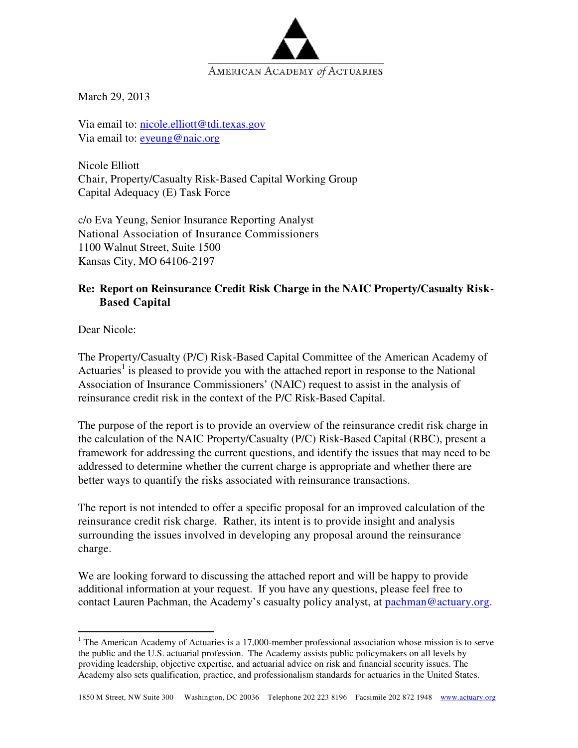AMERICAN ACADEMY *of* ACTUARIES

March 29, 2013

Via email to: nicole.elliott@tdi.texas.gov
Via email to: eyeung@naic.org

Nicole Elliott
Chair, Property/Casualty Risk-Based Capital Working Group
Capital Adequacy (E) Task Force

c/o Eva Yeung, Senior Insurance Reporting Analyst
National Association of Insurance Commissioners
1100 Walnut Street, Suite 1500
Kansas City, MO 64106-2197

**Re: Report on Reinsurance Credit Risk Charge in the NAIC Property/Casualty Risk-Based Capital**

Dear Nicole:

The Property/Casualty (P/C) Risk-Based Capital Committee of the American Academy of Actuaries[1] is pleased to provide you with the attached report in response to the National Association of Insurance Commissioners' (NAIC) request to assist in the analysis of reinsurance credit risk in the context of the P/C Risk-Based Capital.

The purpose of the report is to provide an overview of the reinsurance credit risk charge in the calculation of the NAIC Property/Casualty (P/C) Risk-Based Capital (RBC), present a framework for addressing the current questions, and identify the issues that may need to be addressed to determine whether the current charge is appropriate and whether there are better ways to quantify the risks associated with reinsurance transactions.

The report is not intended to offer a specific proposal for an improved calculation of the reinsurance credit risk charge. Rather, its intent is to provide insight and analysis surrounding the issues involved in developing any proposal around the reinsurance charge.

We are looking forward to discussing the attached report and will be happy to provide additional information at your request. If you have any questions, please feel free to contact Lauren Pachman, the Academy's casualty policy analyst, at pachman@actuary.org.

---

[1] The American Academy of Actuaries is a 17,000-member professional association whose mission is to serve the public and the U.S. actuarial profession. The Academy assists public policymakers on all levels by providing leadership, objective expertise, and actuarial advice on risk and financial security issues. The Academy also sets qualification, practice, and professionalism standards for actuaries in the United States.

1850 M Street, NW Suite 300 Washington, DC 20036 Telephone 202 223 8196 Facsimile 202 872 1948 www.actuary.org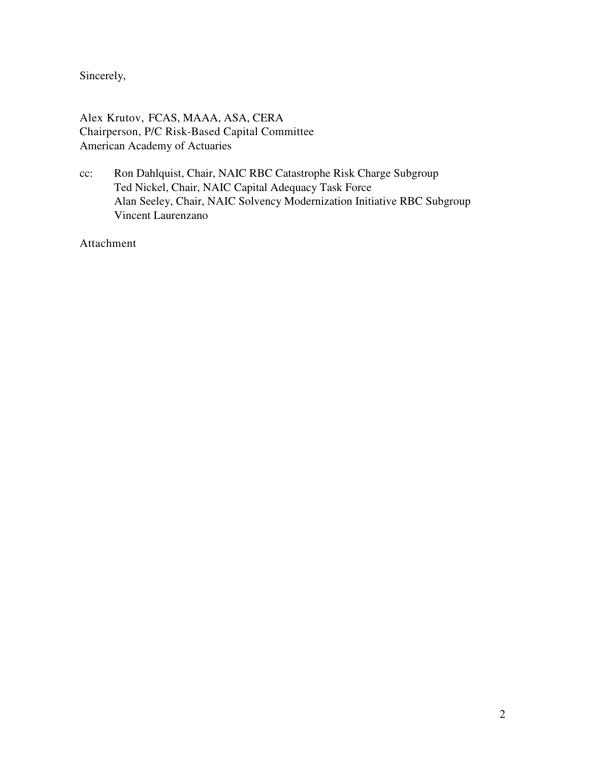Sincerely,

Alex Krutov, FCAS, MAAA, ASA, CERA
Chairperson, P/C Risk-Based Capital Committee
American Academy of Actuaries

cc: Ron Dahlquist, Chair, NAIC RBC Catastrophe Risk Charge Subgroup
Ted Nickel, Chair, NAIC Capital Adequacy Task Force
Alan Seeley, Chair, NAIC Solvency Modernization Initiative RBC Subgroup
Vincent Laurenzano

Attachment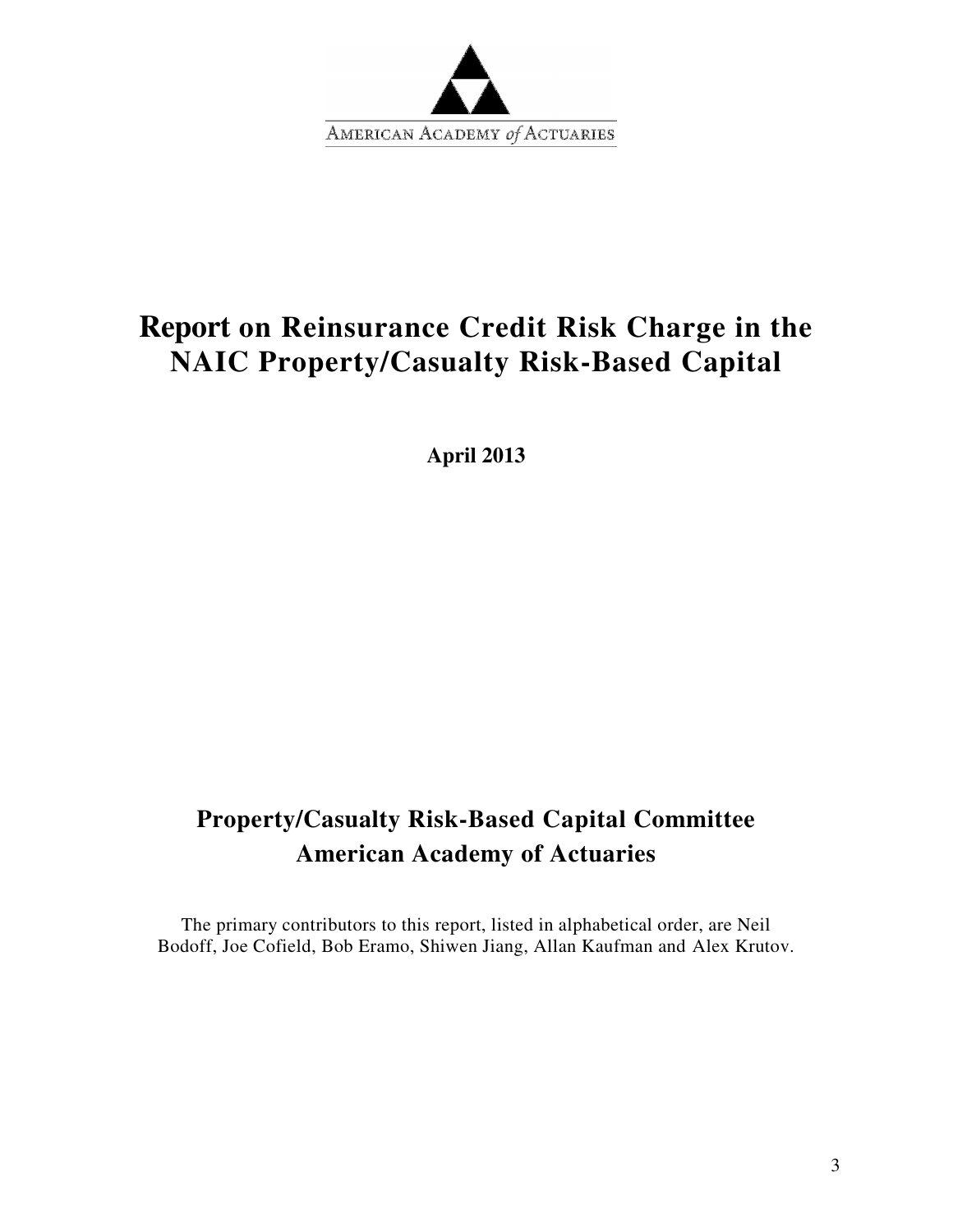AMERICAN ACADEMY *of* ACTUARIES

# Report on Reinsurance Credit Risk Charge in the NAIC Property/Casualty Risk-Based Capital

**April 2013**

## Property/Casualty Risk-Based Capital Committee
## American Academy of Actuaries

The primary contributors to this report, listed in alphabetical order, are Neil Bodoff, Joe Cofield, Bob Eramo, Shiwen Jiang, Allan Kaufman and Alex Krutov.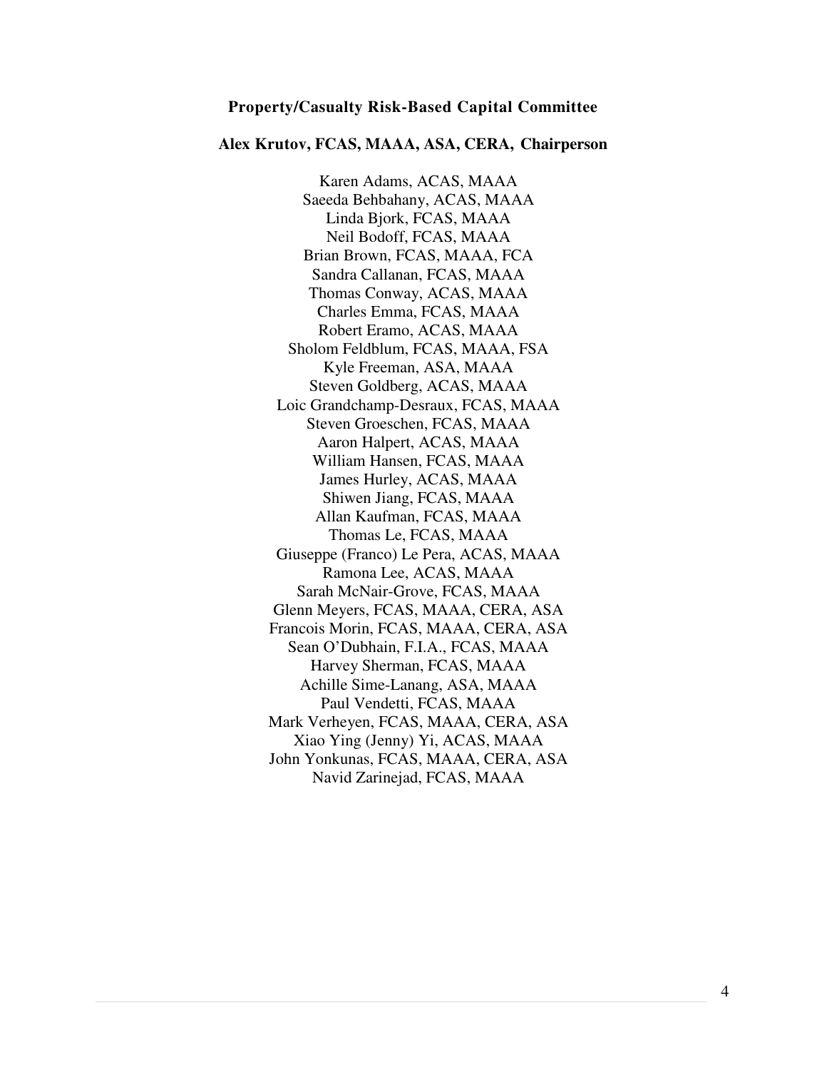**Property/Casualty Risk-Based Capital Committee**

**Alex Krutov, FCAS, MAAA, ASA, CERA, Chairperson**

Karen Adams, ACAS, MAAA
Saeeda Behbahany, ACAS, MAAA
Linda Bjork, FCAS, MAAA
Neil Bodoff, FCAS, MAAA
Brian Brown, FCAS, MAAA, FCA
Sandra Callanan, FCAS, MAAA
Thomas Conway, ACAS, MAAA
Charles Emma, FCAS, MAAA
Robert Eramo, ACAS, MAAA
Sholom Feldblum, FCAS, MAAA, FSA
Kyle Freeman, ASA, MAAA
Steven Goldberg, ACAS, MAAA
Loic Grandchamp-Desraux, FCAS, MAAA
Steven Groeschen, FCAS, MAAA
Aaron Halpert, ACAS, MAAA
William Hansen, FCAS, MAAA
James Hurley, ACAS, MAAA
Shiwen Jiang, FCAS, MAAA
Allan Kaufman, FCAS, MAAA
Thomas Le, FCAS, MAAA
Giuseppe (Franco) Le Pera, ACAS, MAAA
Ramona Lee, ACAS, MAAA
Sarah McNair-Grove, FCAS, MAAA
Glenn Meyers, FCAS, MAAA, CERA, ASA
Francois Morin, FCAS, MAAA, CERA, ASA
Sean O'Dubhain, F.I.A., FCAS, MAAA
Harvey Sherman, FCAS, MAAA
Achille Sime-Lanang, ASA, MAAA
Paul Vendetti, FCAS, MAAA
Mark Verheyen, FCAS, MAAA, CERA, ASA
Xiao Ying (Jenny) Yi, ACAS, MAAA
John Yonkunas, FCAS, MAAA, CERA, ASA
Navid Zarinejad, FCAS, MAAA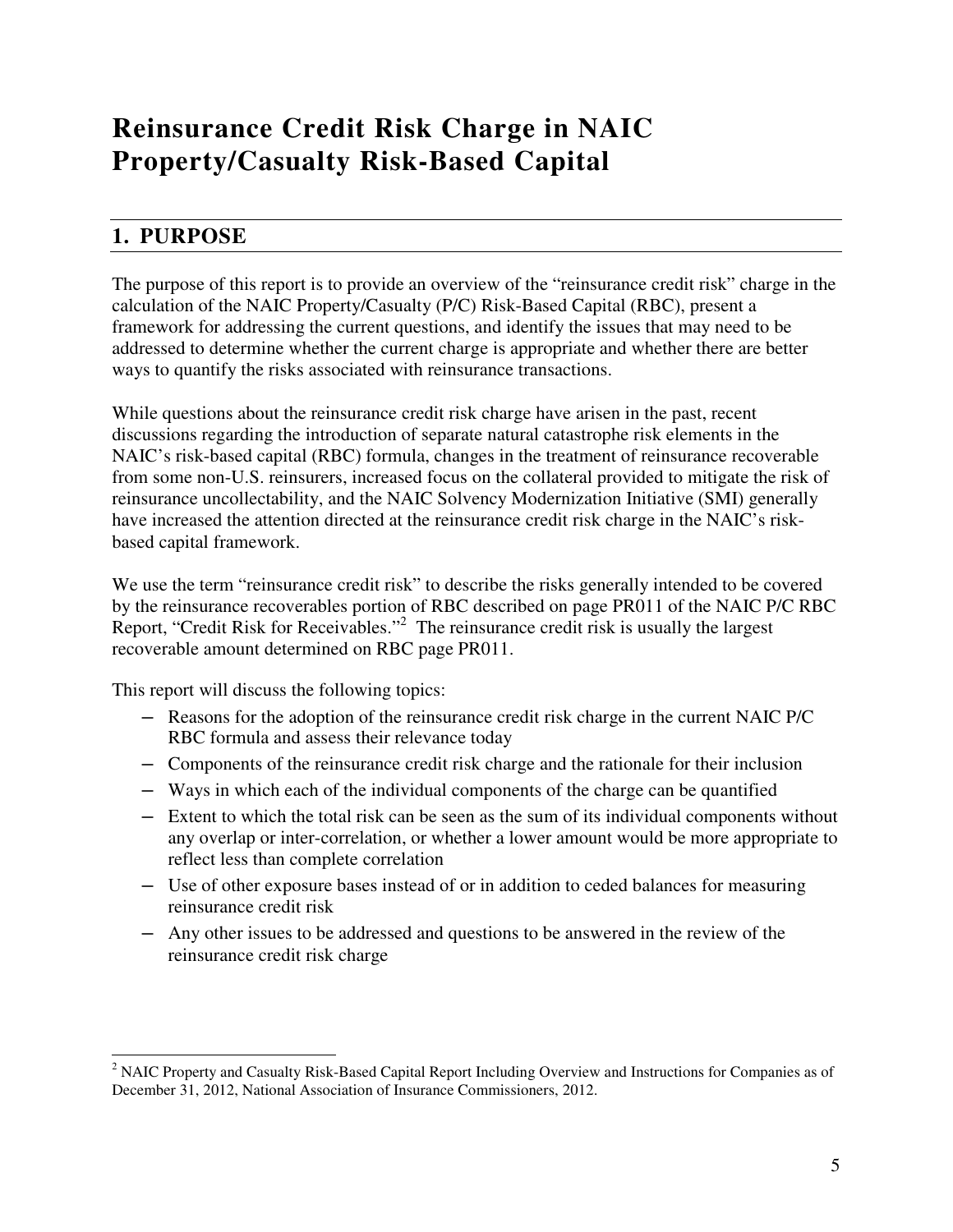# Reinsurance Credit Risk Charge in NAIC Property/Casualty Risk-Based Capital

## 1. PURPOSE

The purpose of this report is to provide an overview of the "reinsurance credit risk" charge in the calculation of the NAIC Property/Casualty (P/C) Risk-Based Capital (RBC), present a framework for addressing the current questions, and identify the issues that may need to be addressed to determine whether the current charge is appropriate and whether there are better ways to quantify the risks associated with reinsurance transactions.

While questions about the reinsurance credit risk charge have arisen in the past, recent discussions regarding the introduction of separate natural catastrophe risk elements in the NAIC's risk-based capital (RBC) formula, changes in the treatment of reinsurance recoverable from some non-U.S. reinsurers, increased focus on the collateral provided to mitigate the risk of reinsurance uncollectability, and the NAIC Solvency Modernization Initiative (SMI) generally have increased the attention directed at the reinsurance credit risk charge in the NAIC's risk-based capital framework.

We use the term "reinsurance credit risk" to describe the risks generally intended to be covered by the reinsurance recoverables portion of RBC described on page PR011 of the NAIC P/C RBC Report, "Credit Risk for Receivables."[2] The reinsurance credit risk is usually the largest recoverable amount determined on RBC page PR011.

This report will discuss the following topics:

- Reasons for the adoption of the reinsurance credit risk charge in the current NAIC P/C RBC formula and assess their relevance today
- Components of the reinsurance credit risk charge and the rationale for their inclusion
- Ways in which each of the individual components of the charge can be quantified
- Extent to which the total risk can be seen as the sum of its individual components without any overlap or inter-correlation, or whether a lower amount would be more appropriate to reflect less than complete correlation
- Use of other exposure bases instead of or in addition to ceded balances for measuring reinsurance credit risk
- Any other issues to be addressed and questions to be answered in the review of the reinsurance credit risk charge

---

[2] NAIC Property and Casualty Risk-Based Capital Report Including Overview and Instructions for Companies as of December 31, 2012, National Association of Insurance Commissioners, 2012.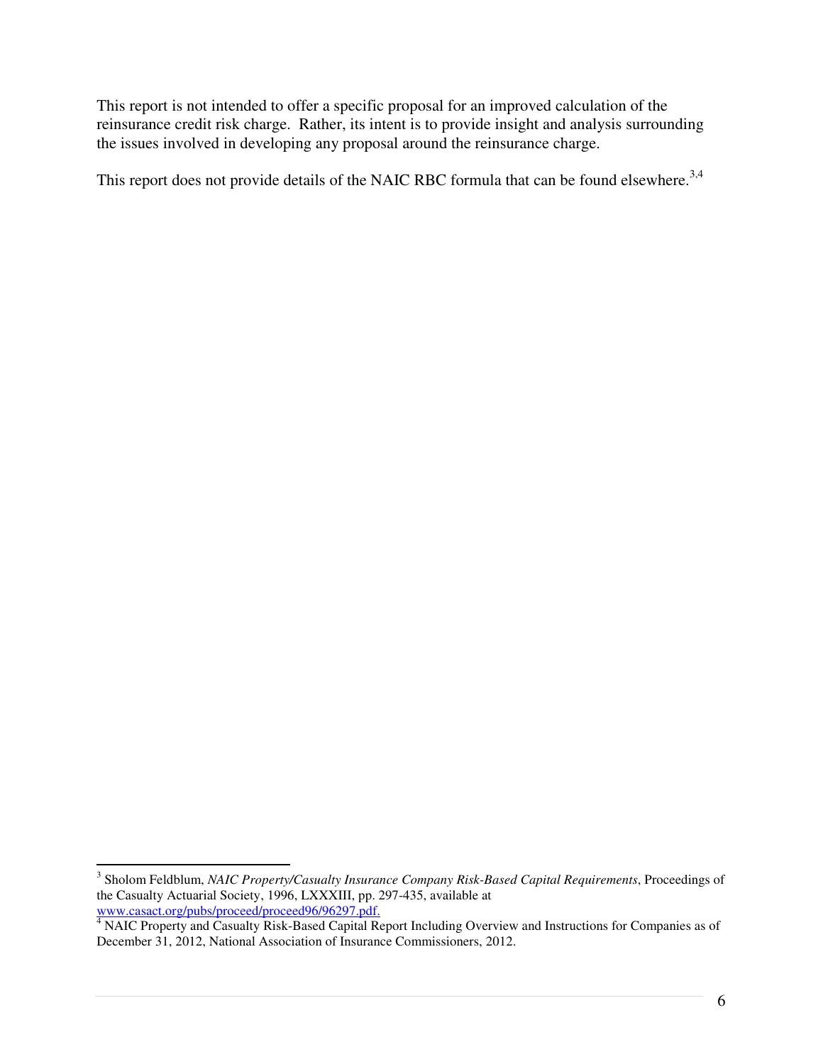This report is not intended to offer a specific proposal for an improved calculation of the reinsurance credit risk charge. Rather, its intent is to provide insight and analysis surrounding the issues involved in developing any proposal around the reinsurance charge.

This report does not provide details of the NAIC RBC formula that can be found elsewhere.[3,4]

---

[3] Sholom Feldblum, *NAIC Property/Casualty Insurance Company Risk-Based Capital Requirements*, Proceedings of the Casualty Actuarial Society, 1996, LXXXIII, pp. 297-435, available at www.casact.org/pubs/proceed/proceed96/96297.pdf.

[4] NAIC Property and Casualty Risk-Based Capital Report Including Overview and Instructions for Companies as of December 31, 2012, National Association of Insurance Commissioners, 2012.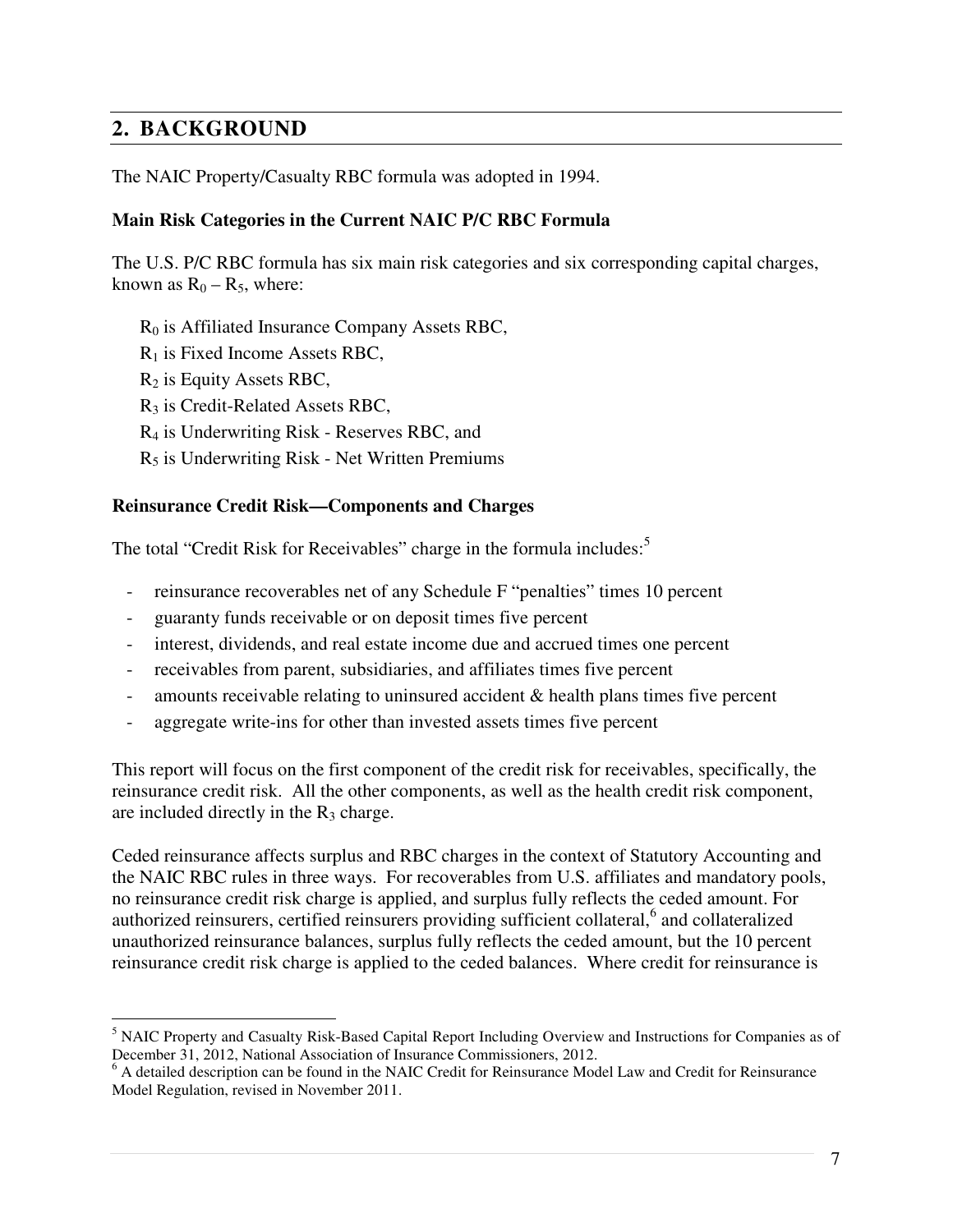## 2. BACKGROUND

The NAIC Property/Casualty RBC formula was adopted in 1994.

### Main Risk Categories in the Current NAIC P/C RBC Formula

The U.S. P/C RBC formula has six main risk categories and six corresponding capital charges, known as $R_0$ – $R_5$, where:

$R_0$ is Affiliated Insurance Company Assets RBC,
$R_1$ is Fixed Income Assets RBC,
$R_2$ is Equity Assets RBC,
$R_3$ is Credit-Related Assets RBC,
$R_4$ is Underwriting Risk - Reserves RBC, and
$R_5$ is Underwriting Risk - Net Written Premiums

### Reinsurance Credit Risk—Components and Charges

The total "Credit Risk for Receivables" charge in the formula includes:[5]

- reinsurance recoverables net of any Schedule F "penalties" times 10 percent
- guaranty funds receivable or on deposit times five percent
- interest, dividends, and real estate income due and accrued times one percent
- receivables from parent, subsidiaries, and affiliates times five percent
- amounts receivable relating to uninsured accident & health plans times five percent
- aggregate write-ins for other than invested assets times five percent

This report will focus on the first component of the credit risk for receivables, specifically, the reinsurance credit risk. All the other components, as well as the health credit risk component, are included directly in the $R_3$ charge.

Ceded reinsurance affects surplus and RBC charges in the context of Statutory Accounting and the NAIC RBC rules in three ways. For recoverables from U.S. affiliates and mandatory pools, no reinsurance credit risk charge is applied, and surplus fully reflects the ceded amount. For authorized reinsurers, certified reinsurers providing sufficient collateral,[6] and collateralized unauthorized reinsurance balances, surplus fully reflects the ceded amount, but the 10 percent reinsurance credit risk charge is applied to the ceded balances. Where credit for reinsurance is

[5] NAIC Property and Casualty Risk-Based Capital Report Including Overview and Instructions for Companies as of December 31, 2012, National Association of Insurance Commissioners, 2012.

[6] A detailed description can be found in the NAIC Credit for Reinsurance Model Law and Credit for Reinsurance Model Regulation, revised in November 2011.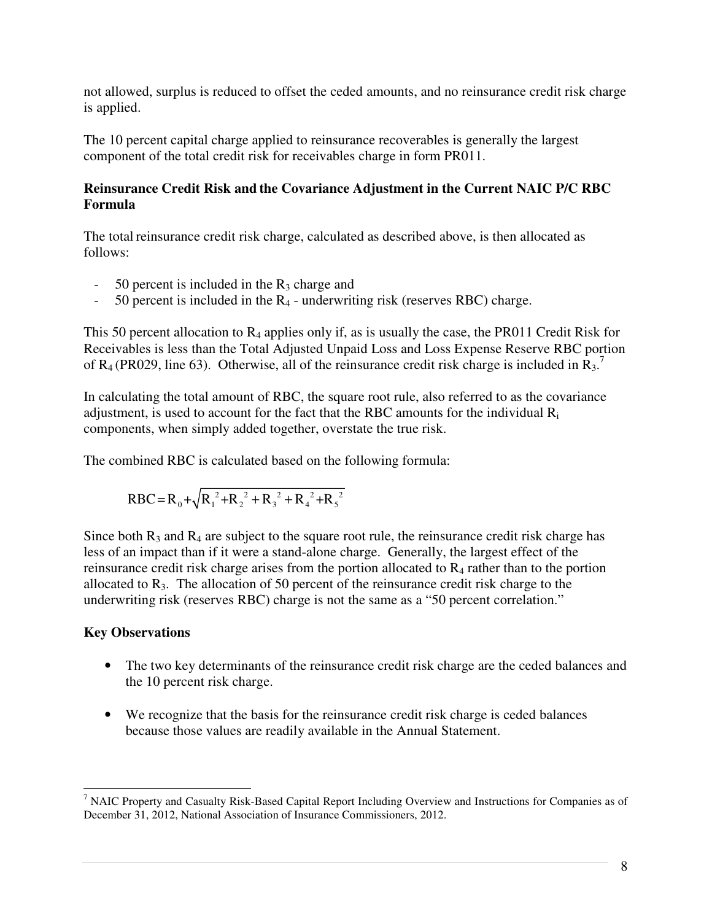not allowed, surplus is reduced to offset the ceded amounts, and no reinsurance credit risk charge is applied.

The 10 percent capital charge applied to reinsurance recoverables is generally the largest component of the total credit risk for receivables charge in form PR011.

**Reinsurance Credit Risk and the Covariance Adjustment in the Current NAIC P/C RBC Formula**

The total reinsurance credit risk charge, calculated as described above, is then allocated as follows:

- 50 percent is included in the $R_3$ charge and
- 50 percent is included in the $R_4$ - underwriting risk (reserves RBC) charge.

This 50 percent allocation to $R_4$ applies only if, as is usually the case, the PR011 Credit Risk for Receivables is less than the Total Adjusted Unpaid Loss and Loss Expense Reserve RBC portion of $R_4$ (PR029, line 63). Otherwise, all of the reinsurance credit risk charge is included in $R_3$.[7]

In calculating the total amount of RBC, the square root rule, also referred to as the covariance adjustment, is used to account for the fact that the RBC amounts for the individual $R_i$ components, when simply added together, overstate the true risk.

The combined RBC is calculated based on the following formula:

$$RBC = R_0 + \sqrt{R_1^2 + R_2^2 + R_3^2 + R_4^2 + R_5^2}$$

Since both $R_3$ and $R_4$ are subject to the square root rule, the reinsurance credit risk charge has less of an impact than if it were a stand-alone charge. Generally, the largest effect of the reinsurance credit risk charge arises from the portion allocated to $R_4$ rather than to the portion allocated to $R_3$. The allocation of 50 percent of the reinsurance credit risk charge to the underwriting risk (reserves RBC) charge is not the same as a "50 percent correlation."

**Key Observations**

- The two key determinants of the reinsurance credit risk charge are the ceded balances and the 10 percent risk charge.
- We recognize that the basis for the reinsurance credit risk charge is ceded balances because those values are readily available in the Annual Statement.

[7] NAIC Property and Casualty Risk-Based Capital Report Including Overview and Instructions for Companies as of December 31, 2012, National Association of Insurance Commissioners, 2012.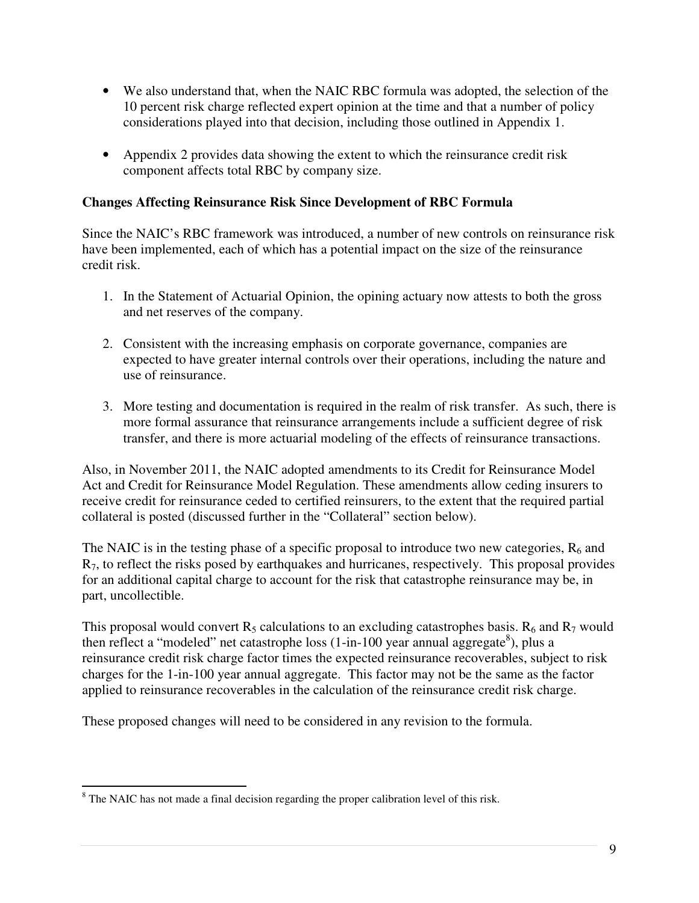- We also understand that, when the NAIC RBC formula was adopted, the selection of the 10 percent risk charge reflected expert opinion at the time and that a number of policy considerations played into that decision, including those outlined in Appendix 1.

- Appendix 2 provides data showing the extent to which the reinsurance credit risk component affects total RBC by company size.

**Changes Affecting Reinsurance Risk Since Development of RBC Formula**

Since the NAIC's RBC framework was introduced, a number of new controls on reinsurance risk have been implemented, each of which has a potential impact on the size of the reinsurance credit risk.

1. In the Statement of Actuarial Opinion, the opining actuary now attests to both the gross and net reserves of the company.

2. Consistent with the increasing emphasis on corporate governance, companies are expected to have greater internal controls over their operations, including the nature and use of reinsurance.

3. More testing and documentation is required in the realm of risk transfer. As such, there is more formal assurance that reinsurance arrangements include a sufficient degree of risk transfer, and there is more actuarial modeling of the effects of reinsurance transactions.

Also, in November 2011, the NAIC adopted amendments to its Credit for Reinsurance Model Act and Credit for Reinsurance Model Regulation. These amendments allow ceding insurers to receive credit for reinsurance ceded to certified reinsurers, to the extent that the required partial collateral is posted (discussed further in the "Collateral" section below).

The NAIC is in the testing phase of a specific proposal to introduce two new categories, $R_6$ and $R_7$, to reflect the risks posed by earthquakes and hurricanes, respectively. This proposal provides for an additional capital charge to account for the risk that catastrophe reinsurance may be, in part, uncollectible.

This proposal would convert $R_5$ calculations to an excluding catastrophes basis. $R_6$ and $R_7$ would then reflect a "modeled" net catastrophe loss (1-in-100 year annual aggregate[8]), plus a reinsurance credit risk charge factor times the expected reinsurance recoverables, subject to risk charges for the 1-in-100 year annual aggregate. This factor may not be the same as the factor applied to reinsurance recoverables in the calculation of the reinsurance credit risk charge.

These proposed changes will need to be considered in any revision to the formula.

---

[8] The NAIC has not made a final decision regarding the proper calibration level of this risk.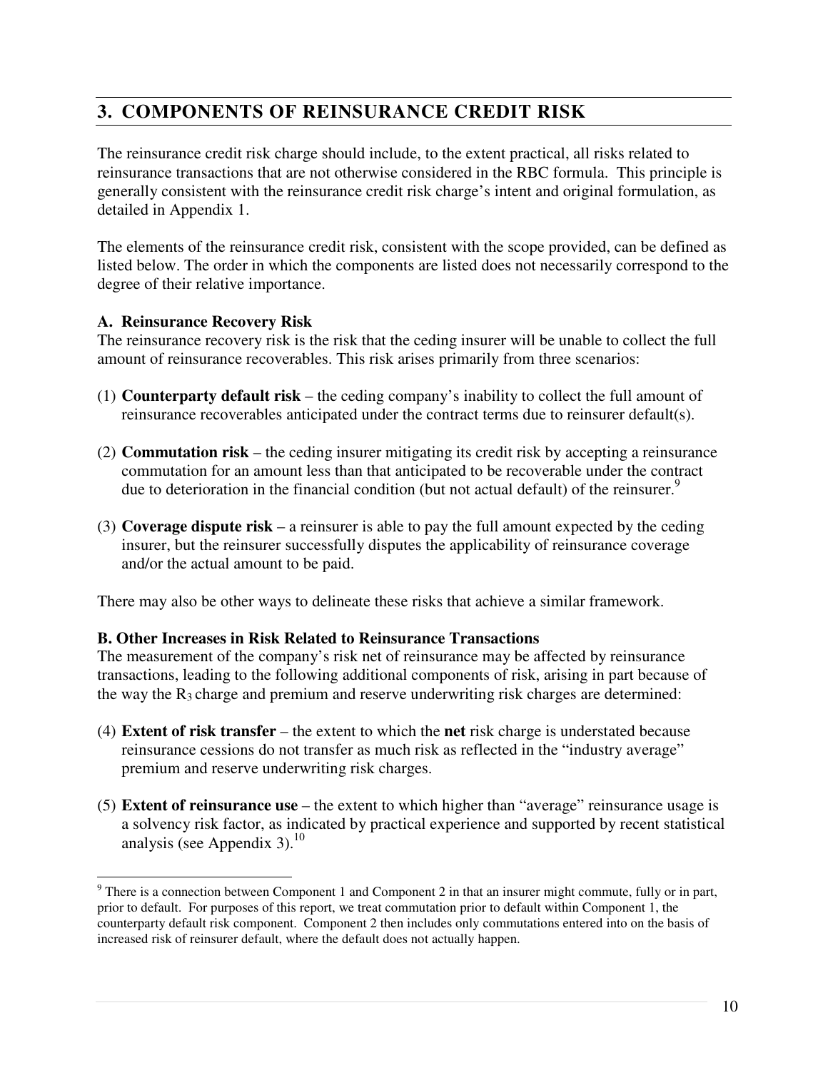## 3. COMPONENTS OF REINSURANCE CREDIT RISK

The reinsurance credit risk charge should include, to the extent practical, all risks related to reinsurance transactions that are not otherwise considered in the RBC formula. This principle is generally consistent with the reinsurance credit risk charge's intent and original formulation, as detailed in Appendix 1.

The elements of the reinsurance credit risk, consistent with the scope provided, can be defined as listed below. The order in which the components are listed does not necessarily correspond to the degree of their relative importance.

### A. Reinsurance Recovery Risk

The reinsurance recovery risk is the risk that the ceding insurer will be unable to collect the full amount of reinsurance recoverables. This risk arises primarily from three scenarios:

(1) **Counterparty default risk** – the ceding company's inability to collect the full amount of reinsurance recoverables anticipated under the contract terms due to reinsurer default(s).

(2) **Commutation risk** – the ceding insurer mitigating its credit risk by accepting a reinsurance commutation for an amount less than that anticipated to be recoverable under the contract due to deterioration in the financial condition (but not actual default) of the reinsurer.[9]

(3) **Coverage dispute risk** – a reinsurer is able to pay the full amount expected by the ceding insurer, but the reinsurer successfully disputes the applicability of reinsurance coverage and/or the actual amount to be paid.

There may also be other ways to delineate these risks that achieve a similar framework.

### B. Other Increases in Risk Related to Reinsurance Transactions

The measurement of the company's risk net of reinsurance may be affected by reinsurance transactions, leading to the following additional components of risk, arising in part because of the way the $R_3$ charge and premium and reserve underwriting risk charges are determined:

(4) **Extent of risk transfer** – the extent to which the **net** risk charge is understated because reinsurance cessions do not transfer as much risk as reflected in the "industry average" premium and reserve underwriting risk charges.

(5) **Extent of reinsurance use** – the extent to which higher than "average" reinsurance usage is a solvency risk factor, as indicated by practical experience and supported by recent statistical analysis (see Appendix 3).[10]

---

[9] There is a connection between Component 1 and Component 2 in that an insurer might commute, fully or in part, prior to default. For purposes of this report, we treat commutation prior to default within Component 1, the counterparty default risk component. Component 2 then includes only commutations entered into on the basis of increased risk of reinsurer default, where the default does not actually happen.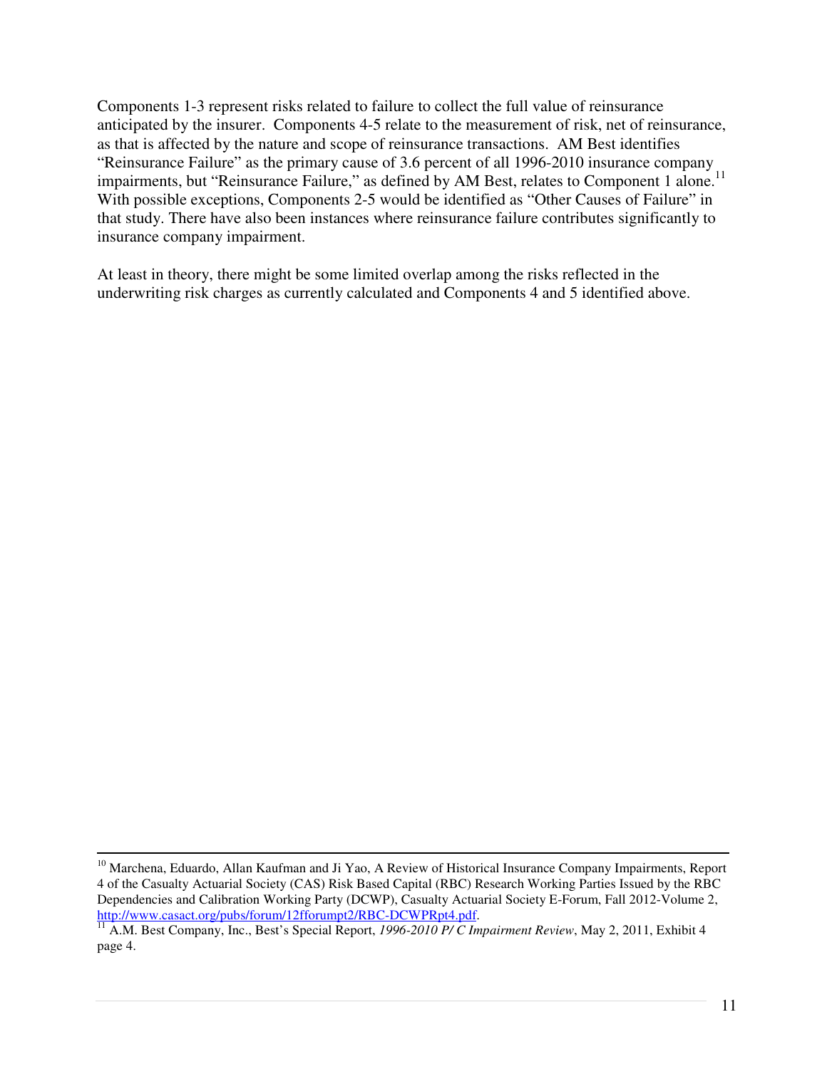Components 1-3 represent risks related to failure to collect the full value of reinsurance anticipated by the insurer. Components 4-5 relate to the measurement of risk, net of reinsurance, as that is affected by the nature and scope of reinsurance transactions. AM Best identifies "Reinsurance Failure" as the primary cause of 3.6 percent of all 1996-2010 insurance company impairments, but "Reinsurance Failure," as defined by AM Best, relates to Component 1 alone.[11] With possible exceptions, Components 2-5 would be identified as "Other Causes of Failure" in that study. There have also been instances where reinsurance failure contributes significantly to insurance company impairment.

At least in theory, there might be some limited overlap among the risks reflected in the underwriting risk charges as currently calculated and Components 4 and 5 identified above.

---

[10] Marchena, Eduardo, Allan Kaufman and Ji Yao, A Review of Historical Insurance Company Impairments, Report 4 of the Casualty Actuarial Society (CAS) Risk Based Capital (RBC) Research Working Parties Issued by the RBC Dependencies and Calibration Working Party (DCWP), Casualty Actuarial Society E-Forum, Fall 2012-Volume 2, http://www.casact.org/pubs/forum/12fforumpt2/RBC-DCWPRpt4.pdf.

[11] A.M. Best Company, Inc., Best's Special Report, *1996-2010 P/ C Impairment Review*, May 2, 2011, Exhibit 4 page 4.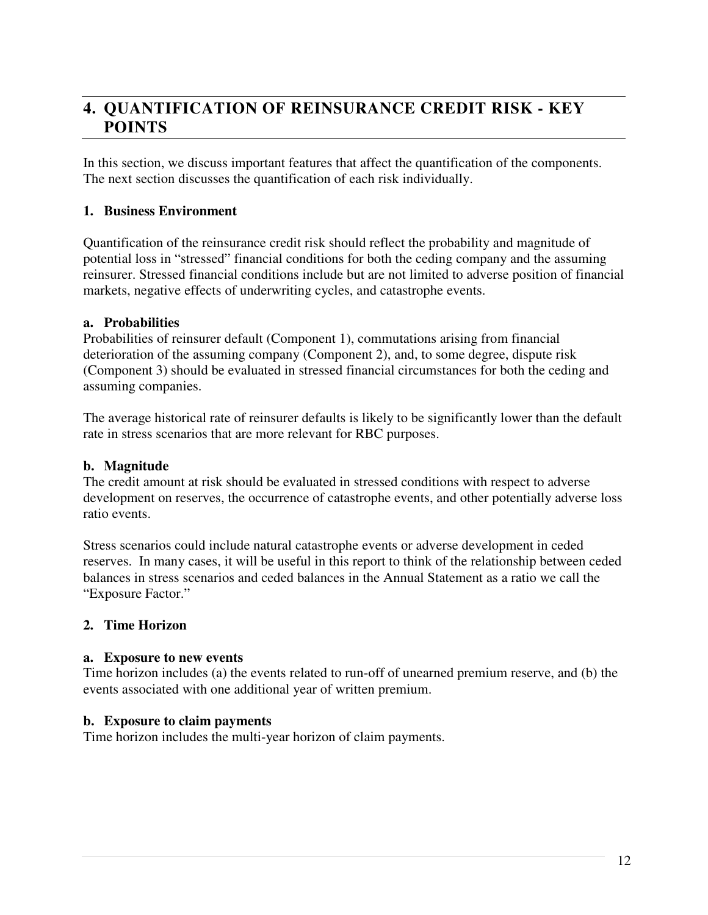# 4. QUANTIFICATION OF REINSURANCE CREDIT RISK - KEY POINTS

In this section, we discuss important features that affect the quantification of the components. The next section discusses the quantification of each risk individually.

## 1. Business Environment

Quantification of the reinsurance credit risk should reflect the probability and magnitude of potential loss in "stressed" financial conditions for both the ceding company and the assuming reinsurer. Stressed financial conditions include but are not limited to adverse position of financial markets, negative effects of underwriting cycles, and catastrophe events.

### a. Probabilities

Probabilities of reinsurer default (Component 1), commutations arising from financial deterioration of the assuming company (Component 2), and, to some degree, dispute risk (Component 3) should be evaluated in stressed financial circumstances for both the ceding and assuming companies.

The average historical rate of reinsurer defaults is likely to be significantly lower than the default rate in stress scenarios that are more relevant for RBC purposes.

### b. Magnitude

The credit amount at risk should be evaluated in stressed conditions with respect to adverse development on reserves, the occurrence of catastrophe events, and other potentially adverse loss ratio events.

Stress scenarios could include natural catastrophe events or adverse development in ceded reserves. In many cases, it will be useful in this report to think of the relationship between ceded balances in stress scenarios and ceded balances in the Annual Statement as a ratio we call the "Exposure Factor."

## 2. Time Horizon

### a. Exposure to new events

Time horizon includes (a) the events related to run-off of unearned premium reserve, and (b) the events associated with one additional year of written premium.

### b. Exposure to claim payments

Time horizon includes the multi-year horizon of claim payments.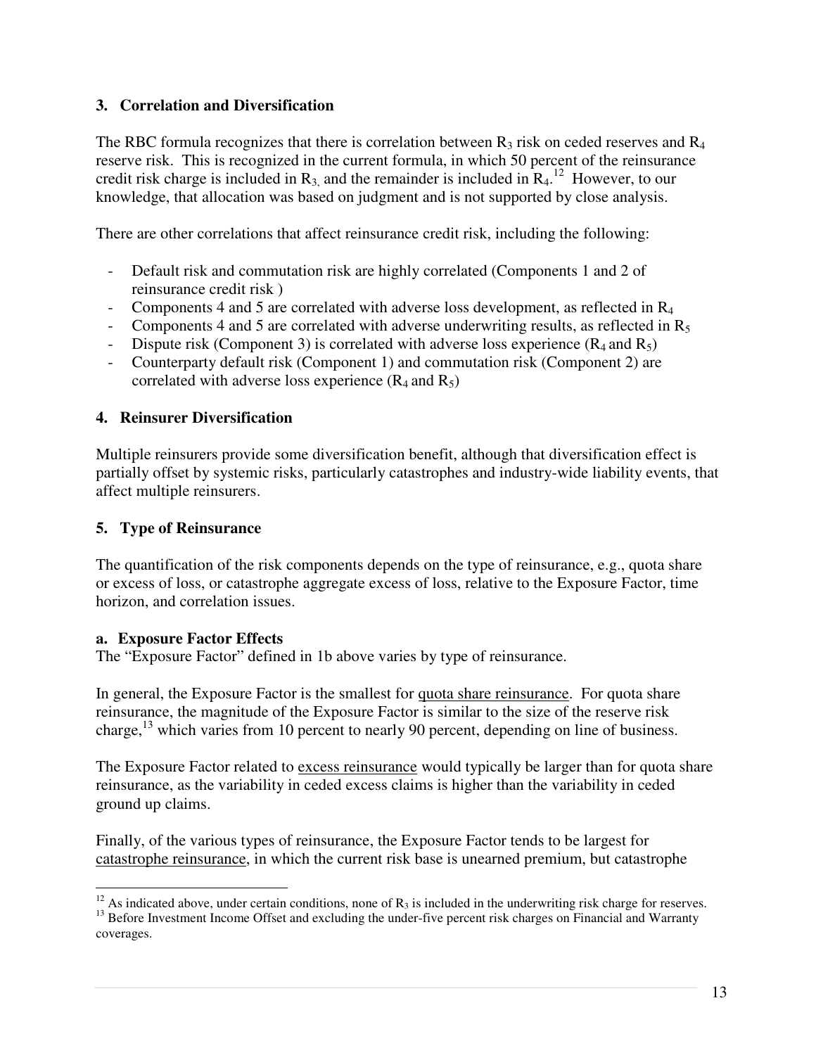### 3. Correlation and Diversification

The RBC formula recognizes that there is correlation between $R_3$ risk on ceded reserves and $R_4$ reserve risk. This is recognized in the current formula, in which 50 percent of the reinsurance credit risk charge is included in $R_3$, and the remainder is included in $R_4$.[12] However, to our knowledge, that allocation was based on judgment and is not supported by close analysis.

There are other correlations that affect reinsurance credit risk, including the following:

- Default risk and commutation risk are highly correlated (Components 1 and 2 of reinsurance credit risk )
- Components 4 and 5 are correlated with adverse loss development, as reflected in $R_4$
- Components 4 and 5 are correlated with adverse underwriting results, as reflected in $R_5$
- Dispute risk (Component 3) is correlated with adverse loss experience ($R_4$ and $R_5$)
- Counterparty default risk (Component 1) and commutation risk (Component 2) are correlated with adverse loss experience ($R_4$ and $R_5$)

### 4. Reinsurer Diversification

Multiple reinsurers provide some diversification benefit, although that diversification effect is partially offset by systemic risks, particularly catastrophes and industry-wide liability events, that affect multiple reinsurers.

### 5. Type of Reinsurance

The quantification of the risk components depends on the type of reinsurance, e.g., quota share or excess of loss, or catastrophe aggregate excess of loss, relative to the Exposure Factor, time horizon, and correlation issues.

#### a. Exposure Factor Effects

The "Exposure Factor" defined in 1b above varies by type of reinsurance.

In general, the Exposure Factor is the smallest for quota share reinsurance. For quota share reinsurance, the magnitude of the Exposure Factor is similar to the size of the reserve risk charge,[13] which varies from 10 percent to nearly 90 percent, depending on line of business.

The Exposure Factor related to excess reinsurance would typically be larger than for quota share reinsurance, as the variability in ceded excess claims is higher than the variability in ceded ground up claims.

Finally, of the various types of reinsurance, the Exposure Factor tends to be largest for catastrophe reinsurance, in which the current risk base is unearned premium, but catastrophe

---

[12] As indicated above, under certain conditions, none of $R_3$ is included in the underwriting risk charge for reserves.

[13] Before Investment Income Offset and excluding the under-five percent risk charges on Financial and Warranty coverages.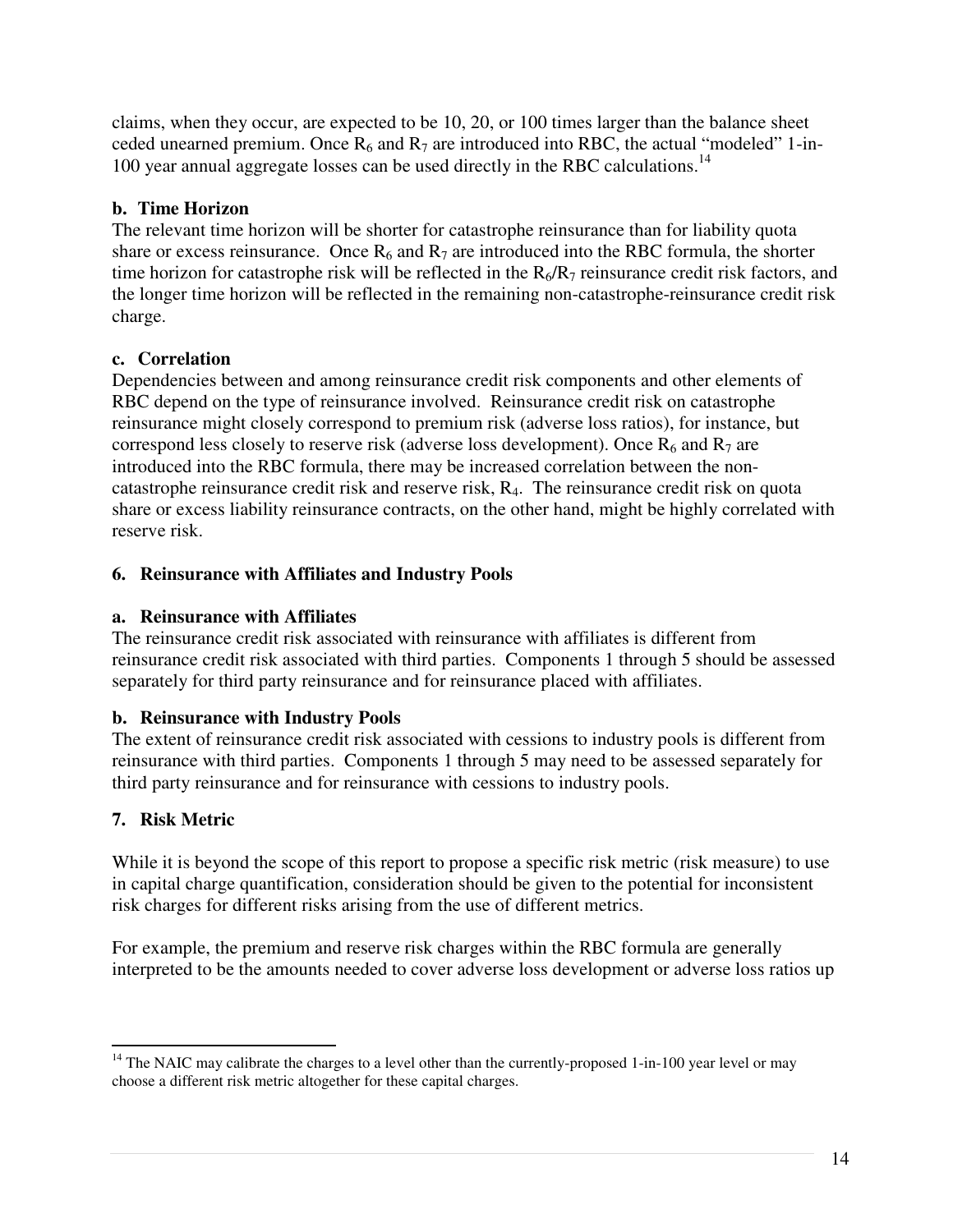claims, when they occur, are expected to be 10, 20, or 100 times larger than the balance sheet ceded unearned premium. Once $R_6$ and $R_7$ are introduced into RBC, the actual "modeled" 1-in-100 year annual aggregate losses can be used directly in the RBC calculations.[14]

**b. Time Horizon**

The relevant time horizon will be shorter for catastrophe reinsurance than for liability quota share or excess reinsurance. Once $R_6$ and $R_7$ are introduced into the RBC formula, the shorter time horizon for catastrophe risk will be reflected in the $R_6$/$R_7$ reinsurance credit risk factors, and the longer time horizon will be reflected in the remaining non-catastrophe-reinsurance credit risk charge.

**c. Correlation**

Dependencies between and among reinsurance credit risk components and other elements of RBC depend on the type of reinsurance involved. Reinsurance credit risk on catastrophe reinsurance might closely correspond to premium risk (adverse loss ratios), for instance, but correspond less closely to reserve risk (adverse loss development). Once $R_6$ and $R_7$ are introduced into the RBC formula, there may be increased correlation between the non-catastrophe reinsurance credit risk and reserve risk, $R_4$. The reinsurance credit risk on quota share or excess liability reinsurance contracts, on the other hand, might be highly correlated with reserve risk.

### 6. Reinsurance with Affiliates and Industry Pools

**a. Reinsurance with Affiliates**

The reinsurance credit risk associated with reinsurance with affiliates is different from reinsurance credit risk associated with third parties. Components 1 through 5 should be assessed separately for third party reinsurance and for reinsurance placed with affiliates.

**b. Reinsurance with Industry Pools**

The extent of reinsurance credit risk associated with cessions to industry pools is different from reinsurance with third parties. Components 1 through 5 may need to be assessed separately for third party reinsurance and for reinsurance with cessions to industry pools.

### 7. Risk Metric

While it is beyond the scope of this report to propose a specific risk metric (risk measure) to use in capital charge quantification, consideration should be given to the potential for inconsistent risk charges for different risks arising from the use of different metrics.

For example, the premium and reserve risk charges within the RBC formula are generally interpreted to be the amounts needed to cover adverse loss development or adverse loss ratios up

---

[14] The NAIC may calibrate the charges to a level other than the currently-proposed 1-in-100 year level or may choose a different risk metric altogether for these capital charges.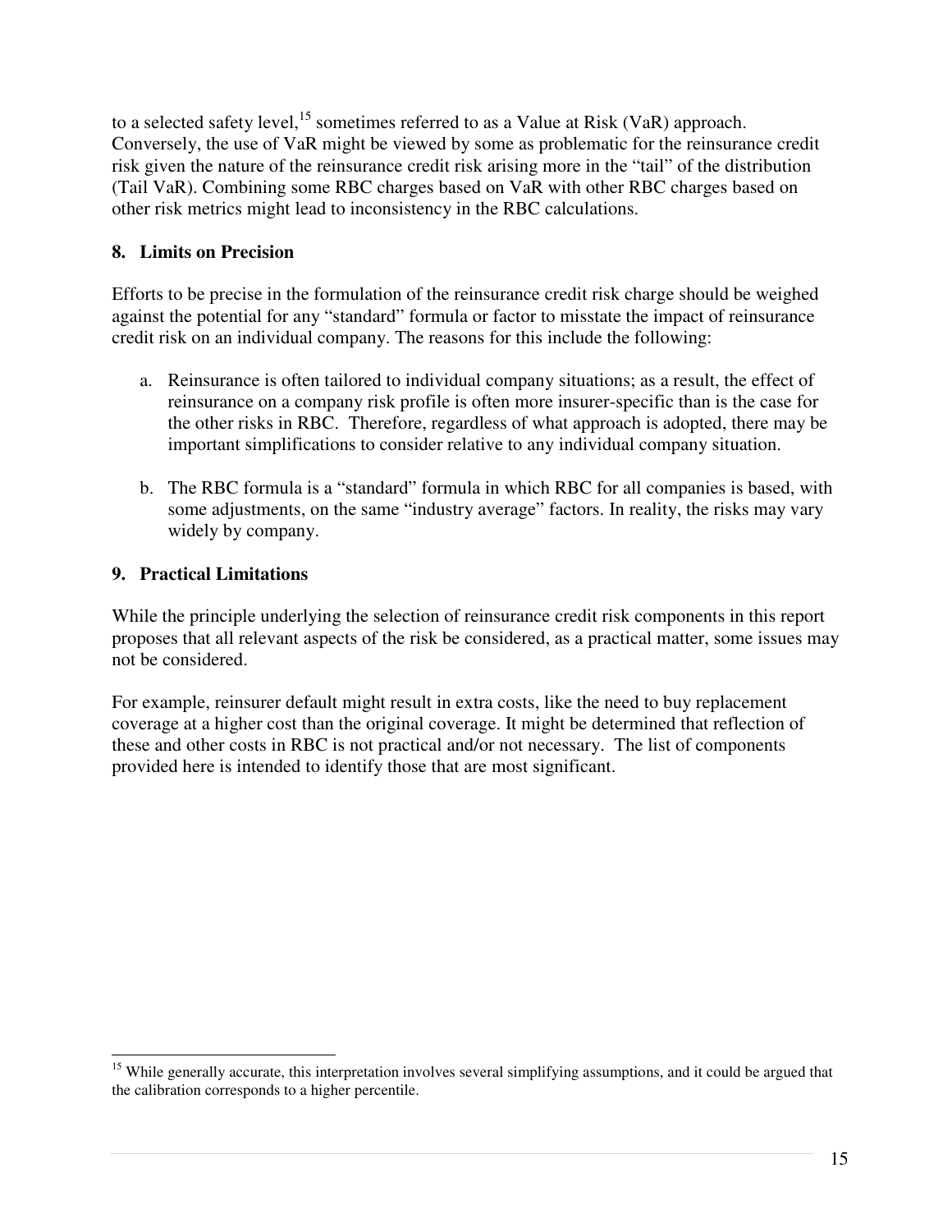to a selected safety level,[15] sometimes referred to as a Value at Risk (VaR) approach. Conversely, the use of VaR might be viewed by some as problematic for the reinsurance credit risk given the nature of the reinsurance credit risk arising more in the "tail" of the distribution (Tail VaR). Combining some RBC charges based on VaR with other RBC charges based on other risk metrics might lead to inconsistency in the RBC calculations.

**8. Limits on Precision**

Efforts to be precise in the formulation of the reinsurance credit risk charge should be weighed against the potential for any "standard" formula or factor to misstate the impact of reinsurance credit risk on an individual company. The reasons for this include the following:

a. Reinsurance is often tailored to individual company situations; as a result, the effect of reinsurance on a company risk profile is often more insurer-specific than is the case for the other risks in RBC. Therefore, regardless of what approach is adopted, there may be important simplifications to consider relative to any individual company situation.

b. The RBC formula is a "standard" formula in which RBC for all companies is based, with some adjustments, on the same "industry average" factors. In reality, the risks may vary widely by company.

**9. Practical Limitations**

While the principle underlying the selection of reinsurance credit risk components in this report proposes that all relevant aspects of the risk be considered, as a practical matter, some issues may not be considered.

For example, reinsurer default might result in extra costs, like the need to buy replacement coverage at a higher cost than the original coverage. It might be determined that reflection of these and other costs in RBC is not practical and/or not necessary. The list of components provided here is intended to identify those that are most significant.

[15] While generally accurate, this interpretation involves several simplifying assumptions, and it could be argued that the calibration corresponds to a higher percentile.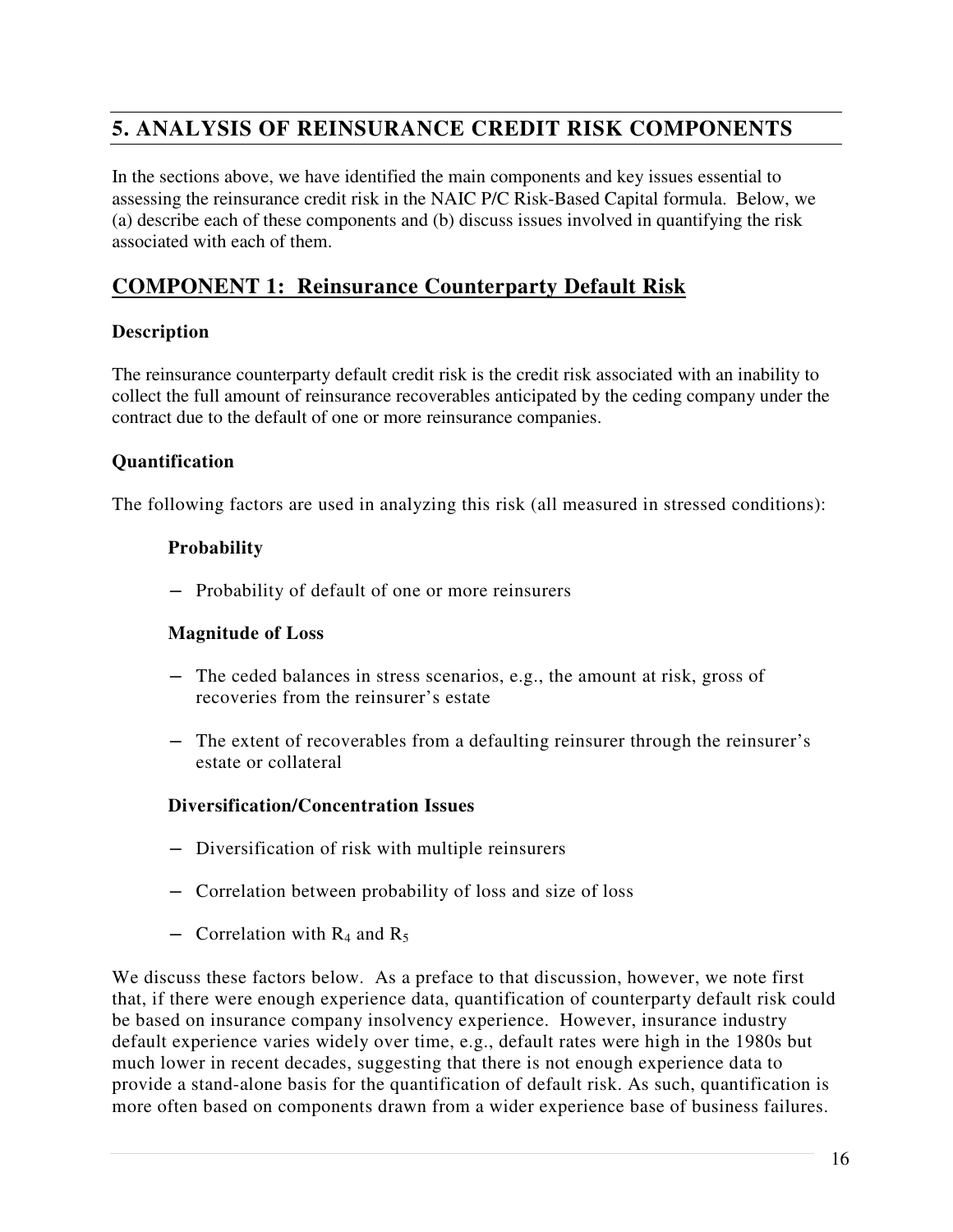## 5. ANALYSIS OF REINSURANCE CREDIT RISK COMPONENTS

In the sections above, we have identified the main components and key issues essential to assessing the reinsurance credit risk in the NAIC P/C Risk-Based Capital formula. Below, we (a) describe each of these components and (b) discuss issues involved in quantifying the risk associated with each of them.

## COMPONENT 1: Reinsurance Counterparty Default Risk

### Description

The reinsurance counterparty default credit risk is the credit risk associated with an inability to collect the full amount of reinsurance recoverables anticipated by the ceding company under the contract due to the default of one or more reinsurance companies.

### Quantification

The following factors are used in analyzing this risk (all measured in stressed conditions):

#### Probability

- Probability of default of one or more reinsurers

#### Magnitude of Loss

- The ceded balances in stress scenarios, e.g., the amount at risk, gross of recoveries from the reinsurer's estate
- The extent of recoverables from a defaulting reinsurer through the reinsurer's estate or collateral

#### Diversification/Concentration Issues

- Diversification of risk with multiple reinsurers
- Correlation between probability of loss and size of loss
- Correlation with $R_4$ and $R_5$

We discuss these factors below. As a preface to that discussion, however, we note first that, if there were enough experience data, quantification of counterparty default risk could be based on insurance company insolvency experience. However, insurance industry default experience varies widely over time, e.g., default rates were high in the 1980s but much lower in recent decades, suggesting that there is not enough experience data to provide a stand-alone basis for the quantification of default risk. As such, quantification is more often based on components drawn from a wider experience base of business failures.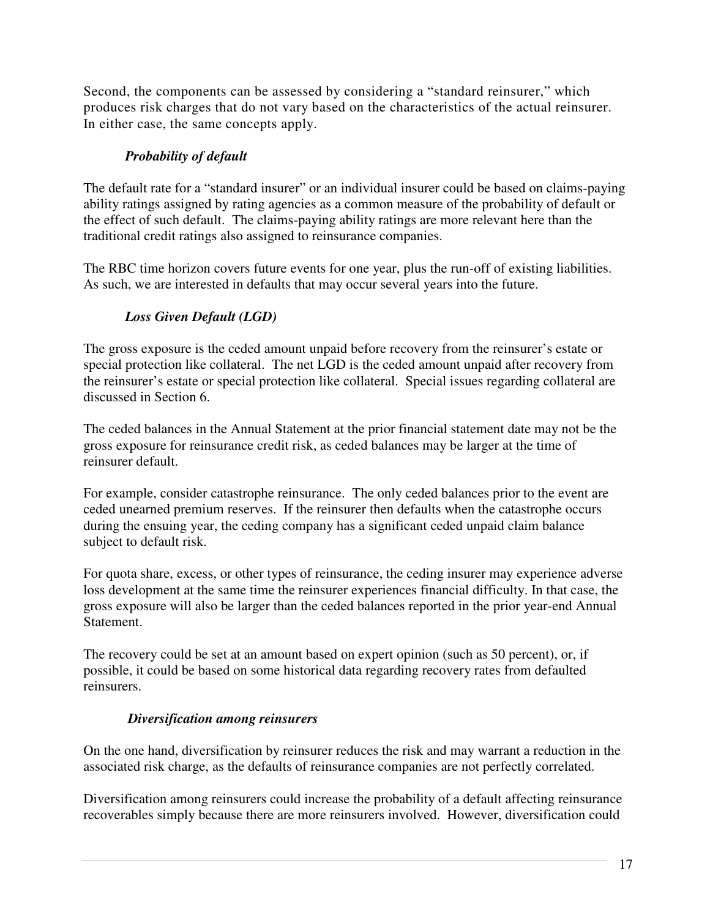Second, the components can be assessed by considering a "standard reinsurer," which produces risk charges that do not vary based on the characteristics of the actual reinsurer. In either case, the same concepts apply.

***Probability of default***

The default rate for a "standard insurer" or an individual insurer could be based on claims-paying ability ratings assigned by rating agencies as a common measure of the probability of default or the effect of such default. The claims-paying ability ratings are more relevant here than the traditional credit ratings also assigned to reinsurance companies.

The RBC time horizon covers future events for one year, plus the run-off of existing liabilities. As such, we are interested in defaults that may occur several years into the future.

***Loss Given Default (LGD)***

The gross exposure is the ceded amount unpaid before recovery from the reinsurer's estate or special protection like collateral. The net LGD is the ceded amount unpaid after recovery from the reinsurer's estate or special protection like collateral. Special issues regarding collateral are discussed in Section 6.

The ceded balances in the Annual Statement at the prior financial statement date may not be the gross exposure for reinsurance credit risk, as ceded balances may be larger at the time of reinsurer default.

For example, consider catastrophe reinsurance. The only ceded balances prior to the event are ceded unearned premium reserves. If the reinsurer then defaults when the catastrophe occurs during the ensuing year, the ceding company has a significant ceded unpaid claim balance subject to default risk.

For quota share, excess, or other types of reinsurance, the ceding insurer may experience adverse loss development at the same time the reinsurer experiences financial difficulty. In that case, the gross exposure will also be larger than the ceded balances reported in the prior year-end Annual Statement.

The recovery could be set at an amount based on expert opinion (such as 50 percent), or, if possible, it could be based on some historical data regarding recovery rates from defaulted reinsurers.

***Diversification among reinsurers***

On the one hand, diversification by reinsurer reduces the risk and may warrant a reduction in the associated risk charge, as the defaults of reinsurance companies are not perfectly correlated.

Diversification among reinsurers could increase the probability of a default affecting reinsurance recoverables simply because there are more reinsurers involved. However, diversification could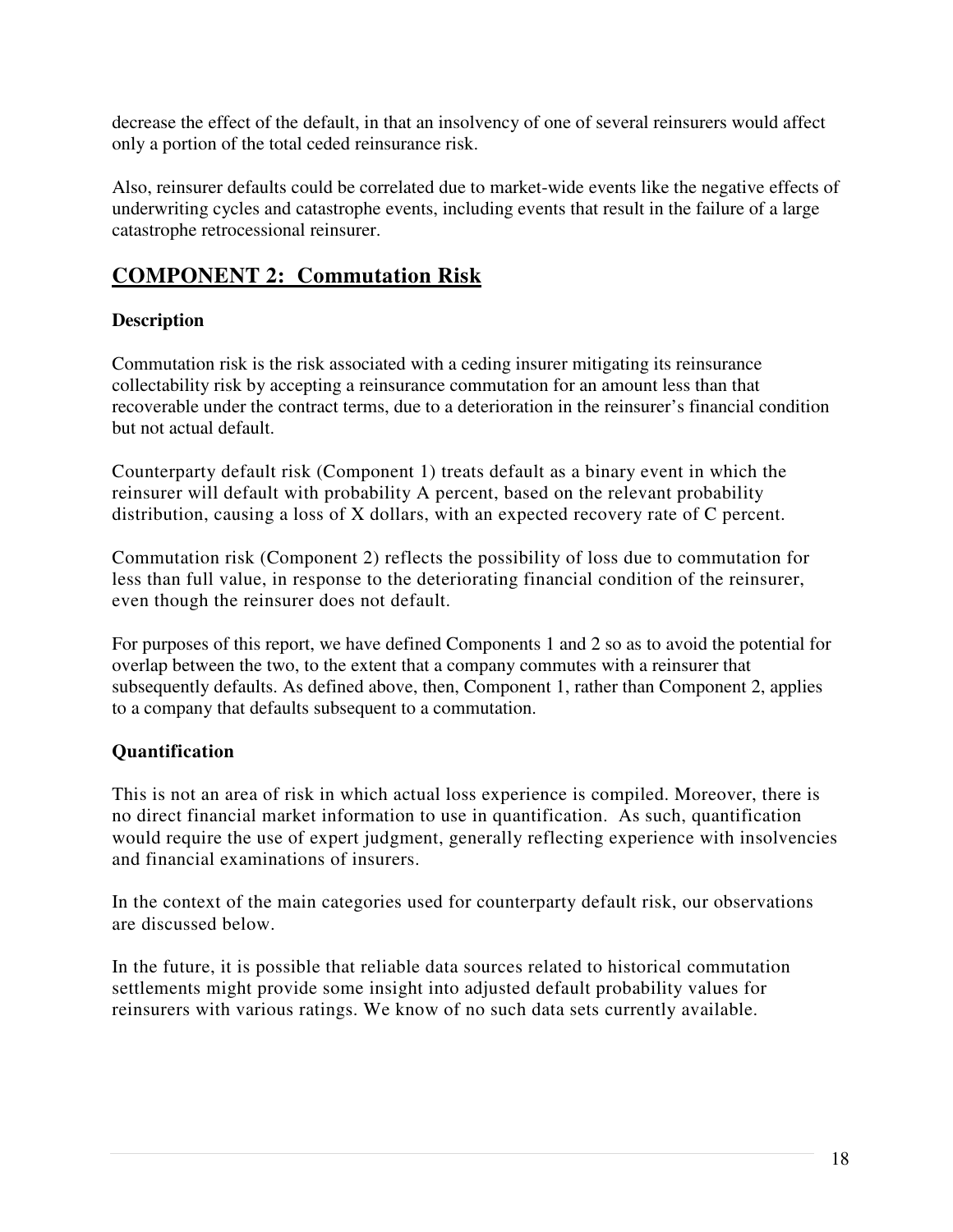decrease the effect of the default, in that an insolvency of one of several reinsurers would affect only a portion of the total ceded reinsurance risk.

Also, reinsurer defaults could be correlated due to market-wide events like the negative effects of underwriting cycles and catastrophe events, including events that result in the failure of a large catastrophe retrocessional reinsurer.

## COMPONENT 2: Commutation Risk

### Description

Commutation risk is the risk associated with a ceding insurer mitigating its reinsurance collectability risk by accepting a reinsurance commutation for an amount less than that recoverable under the contract terms, due to a deterioration in the reinsurer's financial condition but not actual default.

Counterparty default risk (Component 1) treats default as a binary event in which the reinsurer will default with probability A percent, based on the relevant probability distribution, causing a loss of X dollars, with an expected recovery rate of C percent.

Commutation risk (Component 2) reflects the possibility of loss due to commutation for less than full value, in response to the deteriorating financial condition of the reinsurer, even though the reinsurer does not default.

For purposes of this report, we have defined Components 1 and 2 so as to avoid the potential for overlap between the two, to the extent that a company commutes with a reinsurer that subsequently defaults. As defined above, then, Component 1, rather than Component 2, applies to a company that defaults subsequent to a commutation.

### Quantification

This is not an area of risk in which actual loss experience is compiled. Moreover, there is no direct financial market information to use in quantification. As such, quantification would require the use of expert judgment, generally reflecting experience with insolvencies and financial examinations of insurers.

In the context of the main categories used for counterparty default risk, our observations are discussed below.

In the future, it is possible that reliable data sources related to historical commutation settlements might provide some insight into adjusted default probability values for reinsurers with various ratings. We know of no such data sets currently available.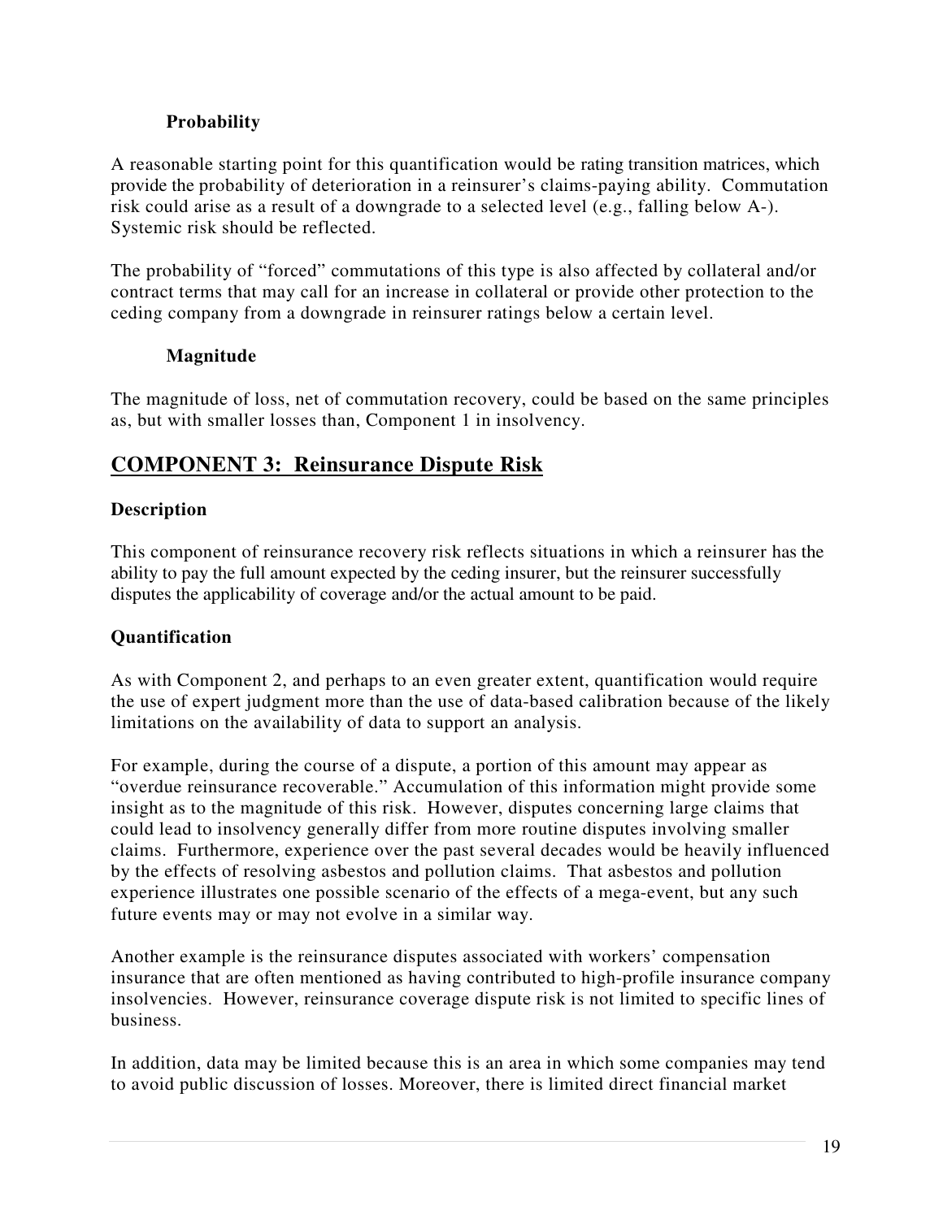#### Probability

A reasonable starting point for this quantification would be rating transition matrices, which provide the probability of deterioration in a reinsurer's claims-paying ability. Commutation risk could arise as a result of a downgrade to a selected level (e.g., falling below A-). Systemic risk should be reflected.

The probability of "forced" commutations of this type is also affected by collateral and/or contract terms that may call for an increase in collateral or provide other protection to the ceding company from a downgrade in reinsurer ratings below a certain level.

#### Magnitude

The magnitude of loss, net of commutation recovery, could be based on the same principles as, but with smaller losses than, Component 1 in insolvency.

## COMPONENT 3: Reinsurance Dispute Risk

### Description

This component of reinsurance recovery risk reflects situations in which a reinsurer has the ability to pay the full amount expected by the ceding insurer, but the reinsurer successfully disputes the applicability of coverage and/or the actual amount to be paid.

### Quantification

As with Component 2, and perhaps to an even greater extent, quantification would require the use of expert judgment more than the use of data-based calibration because of the likely limitations on the availability of data to support an analysis.

For example, during the course of a dispute, a portion of this amount may appear as "overdue reinsurance recoverable." Accumulation of this information might provide some insight as to the magnitude of this risk. However, disputes concerning large claims that could lead to insolvency generally differ from more routine disputes involving smaller claims. Furthermore, experience over the past several decades would be heavily influenced by the effects of resolving asbestos and pollution claims. That asbestos and pollution experience illustrates one possible scenario of the effects of a mega-event, but any such future events may or may not evolve in a similar way.

Another example is the reinsurance disputes associated with workers' compensation insurance that are often mentioned as having contributed to high-profile insurance company insolvencies. However, reinsurance coverage dispute risk is not limited to specific lines of business.

In addition, data may be limited because this is an area in which some companies may tend to avoid public discussion of losses. Moreover, there is limited direct financial market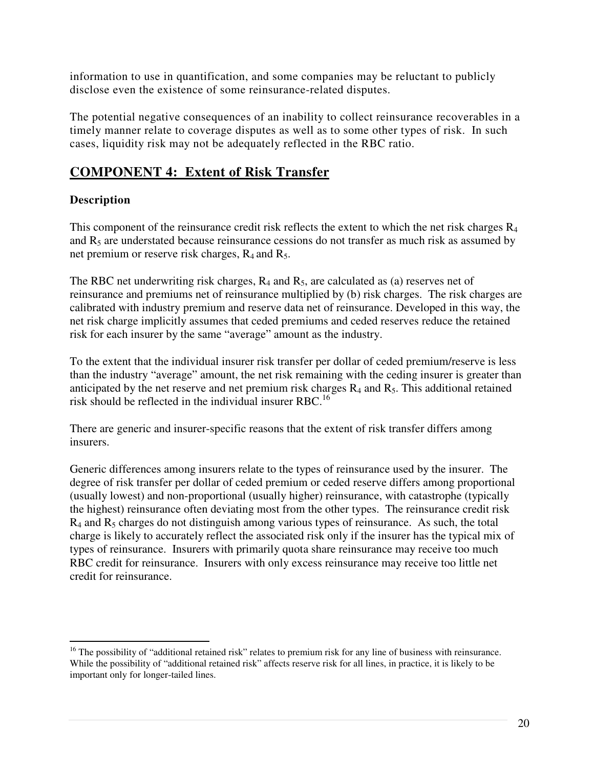information to use in quantification, and some companies may be reluctant to publicly disclose even the existence of some reinsurance-related disputes.

The potential negative consequences of an inability to collect reinsurance recoverables in a timely manner relate to coverage disputes as well as to some other types of risk. In such cases, liquidity risk may not be adequately reflected in the RBC ratio.

## COMPONENT 4: Extent of Risk Transfer

### Description

This component of the reinsurance credit risk reflects the extent to which the net risk charges $R_4$ and $R_5$ are understated because reinsurance cessions do not transfer as much risk as assumed by net premium or reserve risk charges, $R_4$ and $R_5$.

The RBC net underwriting risk charges, $R_4$ and $R_5$, are calculated as (a) reserves net of reinsurance and premiums net of reinsurance multiplied by (b) risk charges. The risk charges are calibrated with industry premium and reserve data net of reinsurance. Developed in this way, the net risk charge implicitly assumes that ceded premiums and ceded reserves reduce the retained risk for each insurer by the same "average" amount as the industry.

To the extent that the individual insurer risk transfer per dollar of ceded premium/reserve is less than the industry "average" amount, the net risk remaining with the ceding insurer is greater than anticipated by the net reserve and net premium risk charges $R_4$ and $R_5$. This additional retained risk should be reflected in the individual insurer RBC.[16]

There are generic and insurer-specific reasons that the extent of risk transfer differs among insurers.

Generic differences among insurers relate to the types of reinsurance used by the insurer. The degree of risk transfer per dollar of ceded premium or ceded reserve differs among proportional (usually lowest) and non-proportional (usually higher) reinsurance, with catastrophe (typically the highest) reinsurance often deviating most from the other types. The reinsurance credit risk $R_4$ and $R_5$ charges do not distinguish among various types of reinsurance. As such, the total charge is likely to accurately reflect the associated risk only if the insurer has the typical mix of types of reinsurance. Insurers with primarily quota share reinsurance may receive too much RBC credit for reinsurance. Insurers with only excess reinsurance may receive too little net credit for reinsurance.

---

[16] The possibility of "additional retained risk" relates to premium risk for any line of business with reinsurance. While the possibility of "additional retained risk" affects reserve risk for all lines, in practice, it is likely to be important only for longer-tailed lines.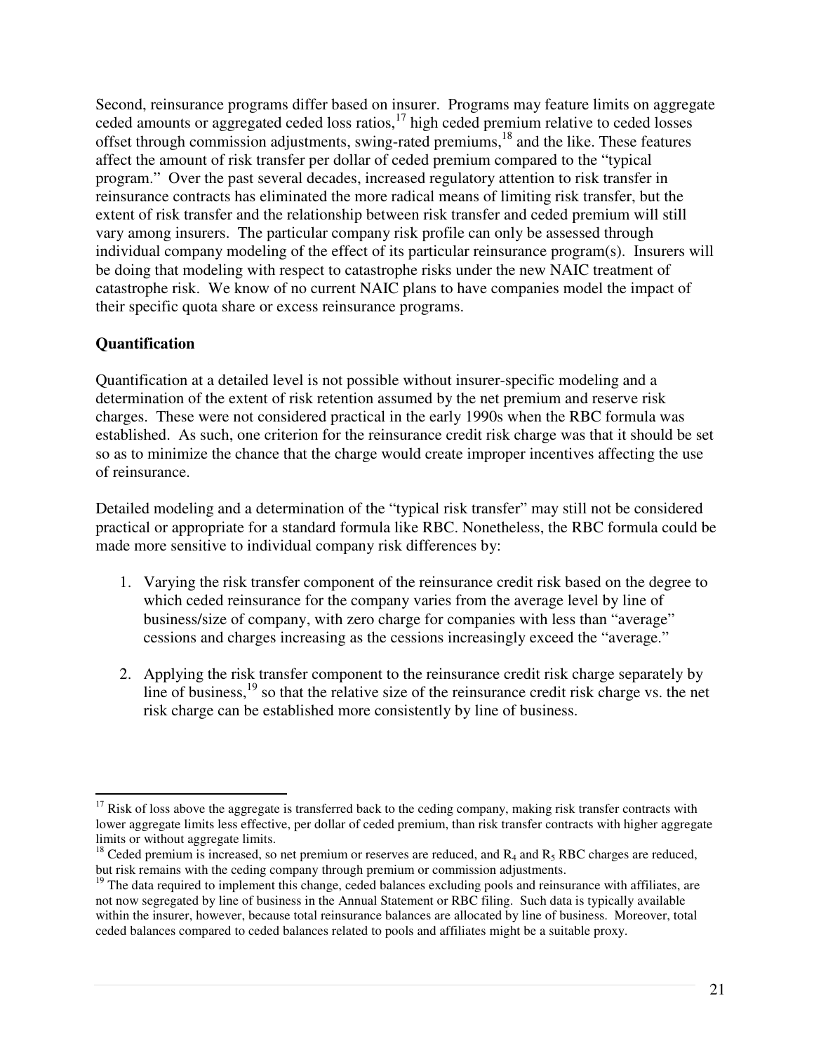Second, reinsurance programs differ based on insurer. Programs may feature limits on aggregate ceded amounts or aggregated ceded loss ratios,[17] high ceded premium relative to ceded losses offset through commission adjustments, swing-rated premiums,[18] and the like. These features affect the amount of risk transfer per dollar of ceded premium compared to the "typical program." Over the past several decades, increased regulatory attention to risk transfer in reinsurance contracts has eliminated the more radical means of limiting risk transfer, but the extent of risk transfer and the relationship between risk transfer and ceded premium will still vary among insurers. The particular company risk profile can only be assessed through individual company modeling of the effect of its particular reinsurance program(s). Insurers will be doing that modeling with respect to catastrophe risks under the new NAIC treatment of catastrophe risk. We know of no current NAIC plans to have companies model the impact of their specific quota share or excess reinsurance programs.

**Quantification**

Quantification at a detailed level is not possible without insurer-specific modeling and a determination of the extent of risk retention assumed by the net premium and reserve risk charges. These were not considered practical in the early 1990s when the RBC formula was established. As such, one criterion for the reinsurance credit risk charge was that it should be set so as to minimize the chance that the charge would create improper incentives affecting the use of reinsurance.

Detailed modeling and a determination of the "typical risk transfer" may still not be considered practical or appropriate for a standard formula like RBC. Nonetheless, the RBC formula could be made more sensitive to individual company risk differences by:

1. Varying the risk transfer component of the reinsurance credit risk based on the degree to which ceded reinsurance for the company varies from the average level by line of business/size of company, with zero charge for companies with less than "average" cessions and charges increasing as the cessions increasingly exceed the "average."

2. Applying the risk transfer component to the reinsurance credit risk charge separately by line of business,[19] so that the relative size of the reinsurance credit risk charge vs. the net risk charge can be established more consistently by line of business.

---

[17] Risk of loss above the aggregate is transferred back to the ceding company, making risk transfer contracts with lower aggregate limits less effective, per dollar of ceded premium, than risk transfer contracts with higher aggregate limits or without aggregate limits.

[18] Ceded premium is increased, so net premium or reserves are reduced, and $R_4$ and $R_5$ RBC charges are reduced, but risk remains with the ceding company through premium or commission adjustments.

[19] The data required to implement this change, ceded balances excluding pools and reinsurance with affiliates, are not now segregated by line of business in the Annual Statement or RBC filing. Such data is typically available within the insurer, however, because total reinsurance balances are allocated by line of business. Moreover, total ceded balances compared to ceded balances related to pools and affiliates might be a suitable proxy.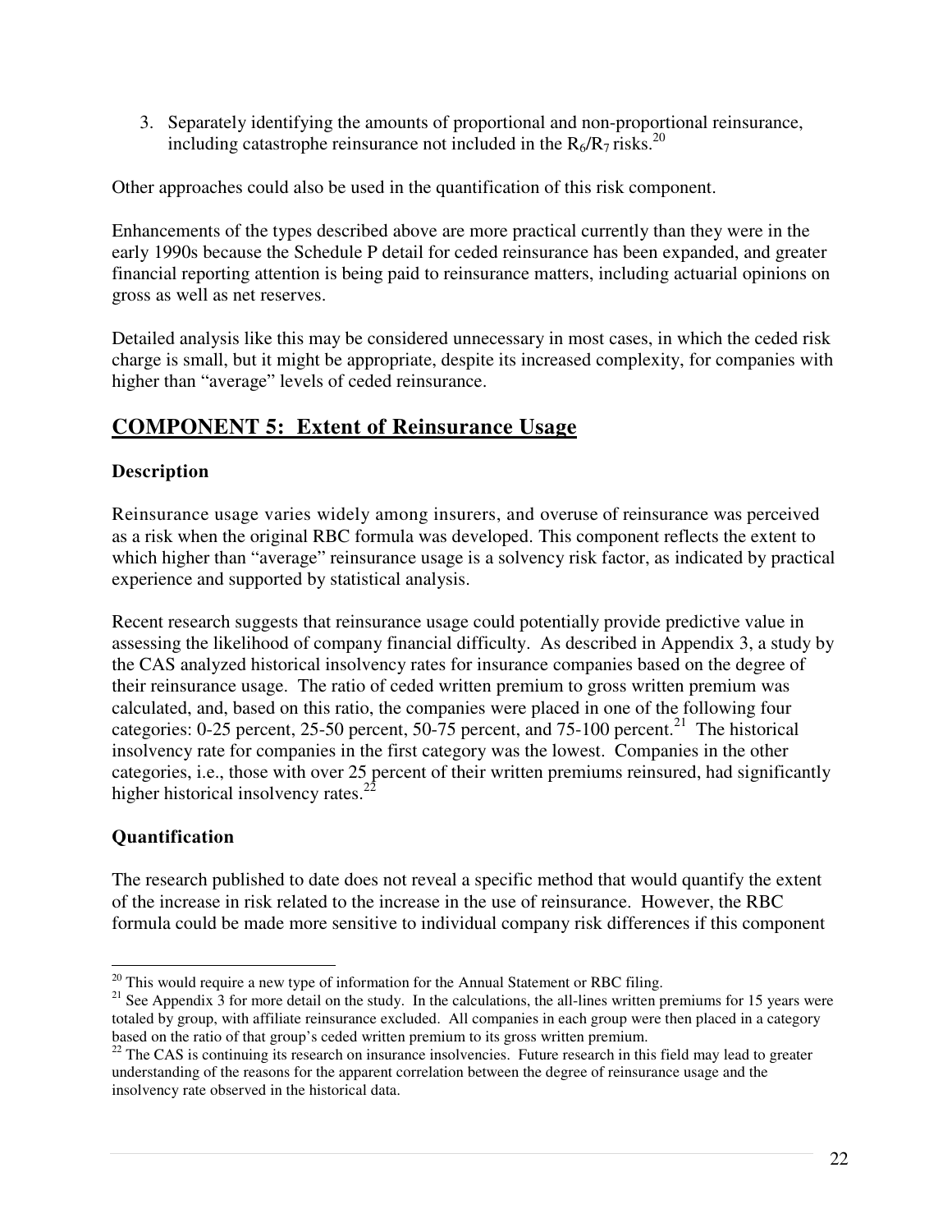3. Separately identifying the amounts of proportional and non-proportional reinsurance, including catastrophe reinsurance not included in the $R_6/R_7$ risks.[20]

Other approaches could also be used in the quantification of this risk component.

Enhancements of the types described above are more practical currently than they were in the early 1990s because the Schedule P detail for ceded reinsurance has been expanded, and greater financial reporting attention is being paid to reinsurance matters, including actuarial opinions on gross as well as net reserves.

Detailed analysis like this may be considered unnecessary in most cases, in which the ceded risk charge is small, but it might be appropriate, despite its increased complexity, for companies with higher than "average" levels of ceded reinsurance.

## COMPONENT 5: Extent of Reinsurance Usage

### Description

Reinsurance usage varies widely among insurers, and overuse of reinsurance was perceived as a risk when the original RBC formula was developed. This component reflects the extent to which higher than "average" reinsurance usage is a solvency risk factor, as indicated by practical experience and supported by statistical analysis.

Recent research suggests that reinsurance usage could potentially provide predictive value in assessing the likelihood of company financial difficulty. As described in Appendix 3, a study by the CAS analyzed historical insolvency rates for insurance companies based on the degree of their reinsurance usage. The ratio of ceded written premium to gross written premium was calculated, and, based on this ratio, the companies were placed in one of the following four categories: 0-25 percent, 25-50 percent, 50-75 percent, and 75-100 percent.[21] The historical insolvency rate for companies in the first category was the lowest. Companies in the other categories, i.e., those with over 25 percent of their written premiums reinsured, had significantly higher historical insolvency rates.[22]

### Quantification

The research published to date does not reveal a specific method that would quantify the extent of the increase in risk related to the increase in the use of reinsurance. However, the RBC formula could be made more sensitive to individual company risk differences if this component

---

[20] This would require a new type of information for the Annual Statement or RBC filing.

[21] See Appendix 3 for more detail on the study. In the calculations, the all-lines written premiums for 15 years were totaled by group, with affiliate reinsurance excluded. All companies in each group were then placed in a category based on the ratio of that group's ceded written premium to its gross written premium.

[22] The CAS is continuing its research on insurance insolvencies. Future research in this field may lead to greater understanding of the reasons for the apparent correlation between the degree of reinsurance usage and the insolvency rate observed in the historical data.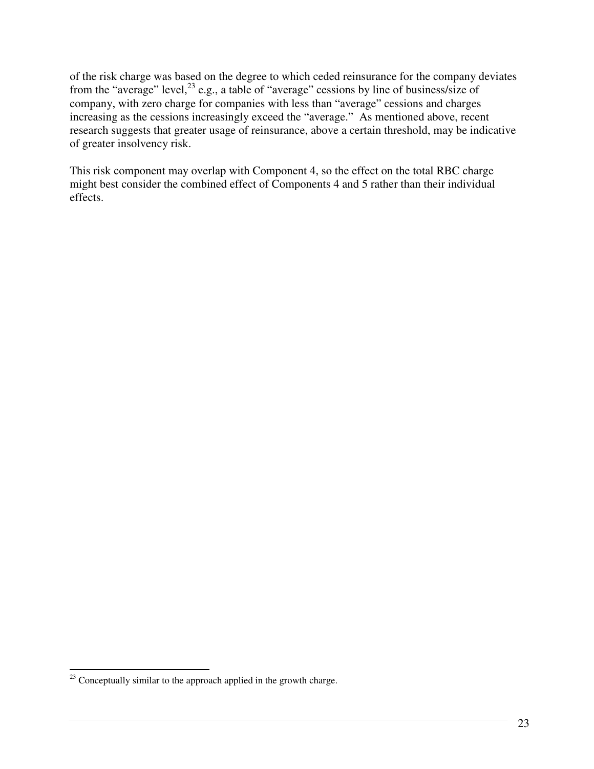of the risk charge was based on the degree to which ceded reinsurance for the company deviates from the "average" level,[23] e.g., a table of "average" cessions by line of business/size of company, with zero charge for companies with less than "average" cessions and charges increasing as the cessions increasingly exceed the "average." As mentioned above, recent research suggests that greater usage of reinsurance, above a certain threshold, may be indicative of greater insolvency risk.

This risk component may overlap with Component 4, so the effect on the total RBC charge might best consider the combined effect of Components 4 and 5 rather than their individual effects.

---

[23] Conceptually similar to the approach applied in the growth charge.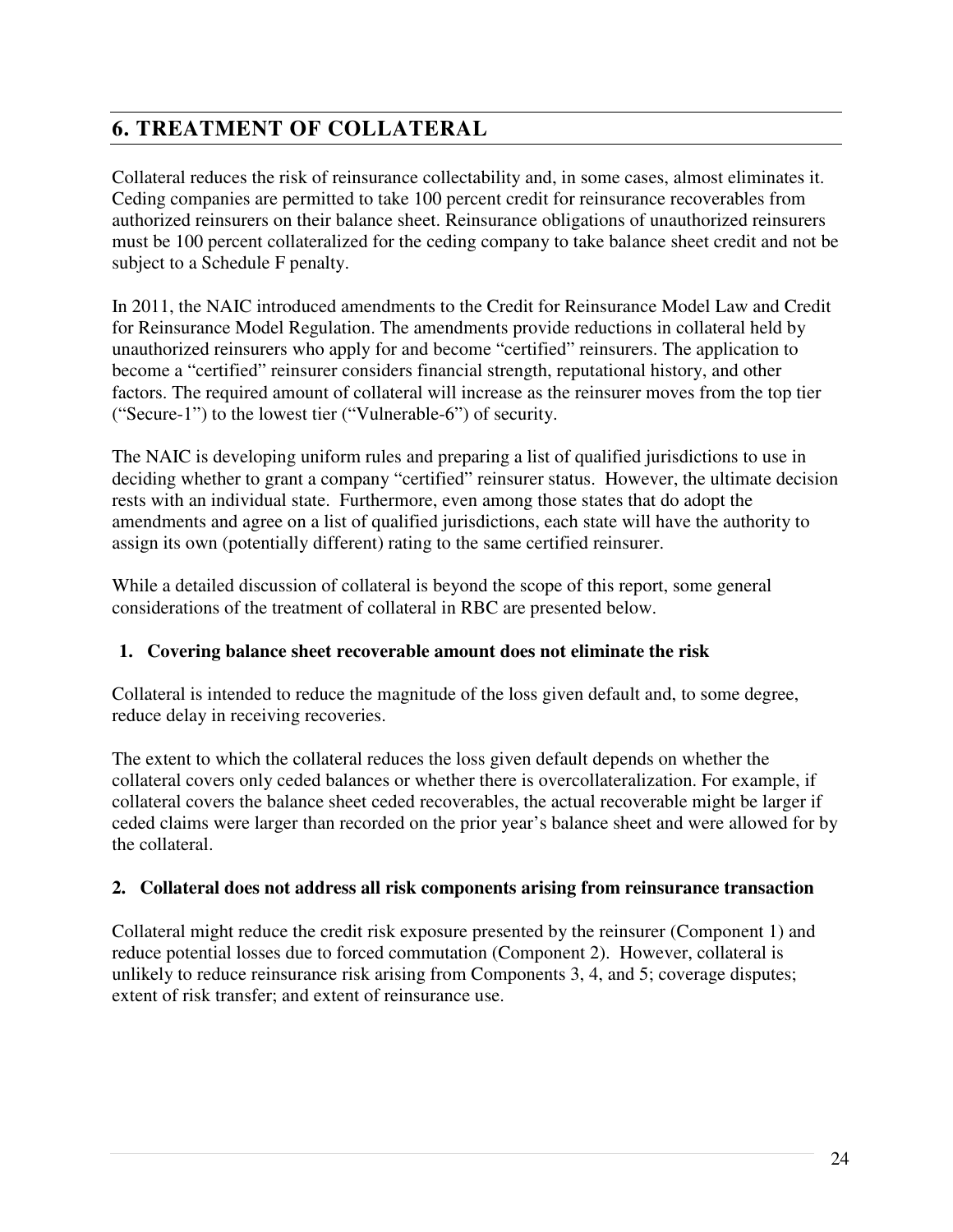## 6. TREATMENT OF COLLATERAL

Collateral reduces the risk of reinsurance collectability and, in some cases, almost eliminates it. Ceding companies are permitted to take 100 percent credit for reinsurance recoverables from authorized reinsurers on their balance sheet. Reinsurance obligations of unauthorized reinsurers must be 100 percent collateralized for the ceding company to take balance sheet credit and not be subject to a Schedule F penalty.

In 2011, the NAIC introduced amendments to the Credit for Reinsurance Model Law and Credit for Reinsurance Model Regulation. The amendments provide reductions in collateral held by unauthorized reinsurers who apply for and become "certified" reinsurers. The application to become a "certified" reinsurer considers financial strength, reputational history, and other factors. The required amount of collateral will increase as the reinsurer moves from the top tier ("Secure-1") to the lowest tier ("Vulnerable-6") of security.

The NAIC is developing uniform rules and preparing a list of qualified jurisdictions to use in deciding whether to grant a company "certified" reinsurer status. However, the ultimate decision rests with an individual state. Furthermore, even among those states that do adopt the amendments and agree on a list of qualified jurisdictions, each state will have the authority to assign its own (potentially different) rating to the same certified reinsurer.

While a detailed discussion of collateral is beyond the scope of this report, some general considerations of the treatment of collateral in RBC are presented below.

**1. Covering balance sheet recoverable amount does not eliminate the risk**

Collateral is intended to reduce the magnitude of the loss given default and, to some degree, reduce delay in receiving recoveries.

The extent to which the collateral reduces the loss given default depends on whether the collateral covers only ceded balances or whether there is overcollateralization. For example, if collateral covers the balance sheet ceded recoverables, the actual recoverable might be larger if ceded claims were larger than recorded on the prior year's balance sheet and were allowed for by the collateral.

**2. Collateral does not address all risk components arising from reinsurance transaction**

Collateral might reduce the credit risk exposure presented by the reinsurer (Component 1) and reduce potential losses due to forced commutation (Component 2). However, collateral is unlikely to reduce reinsurance risk arising from Components 3, 4, and 5; coverage disputes; extent of risk transfer; and extent of reinsurance use.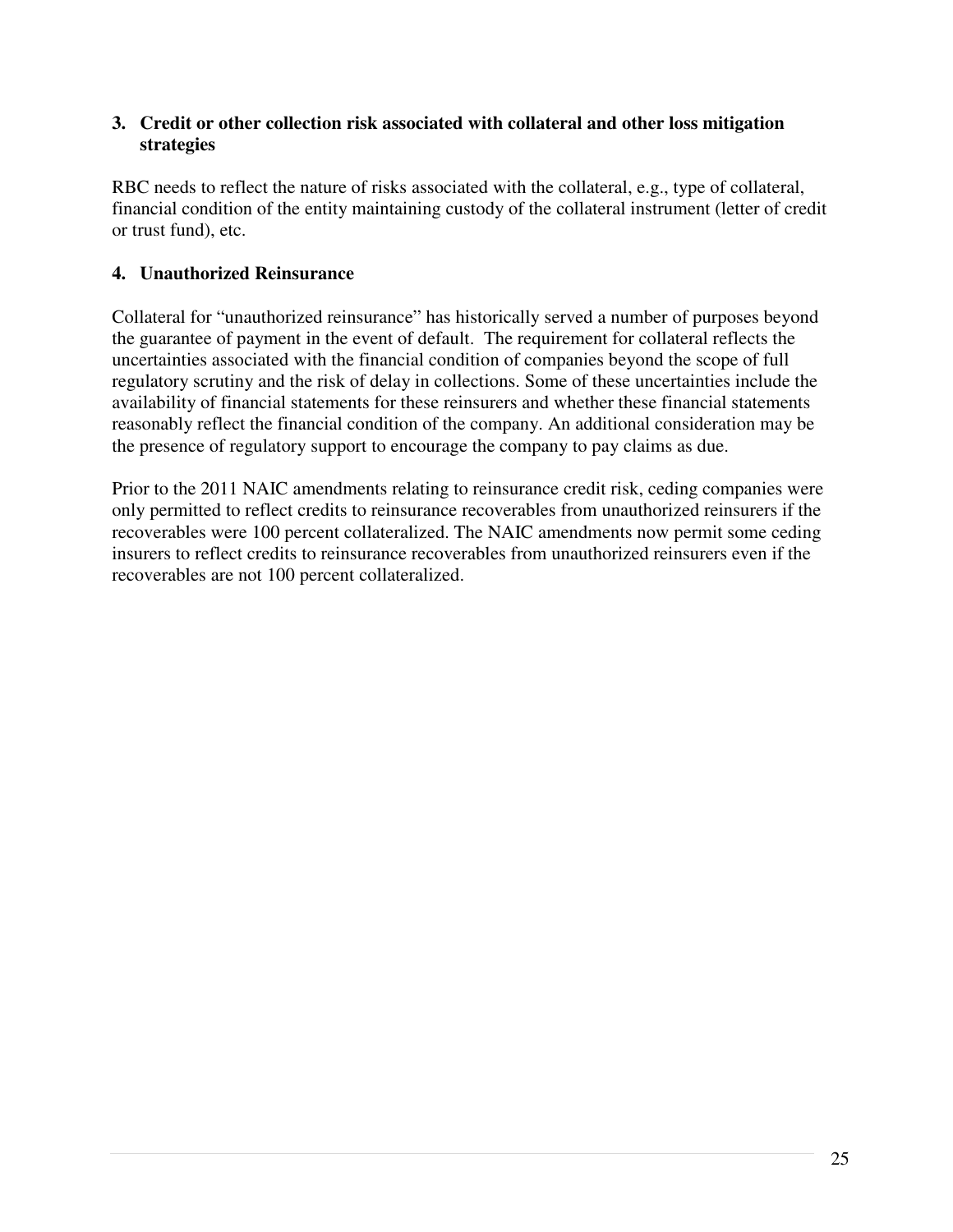### 3. Credit or other collection risk associated with collateral and other loss mitigation strategies

RBC needs to reflect the nature of risks associated with the collateral, e.g., type of collateral, financial condition of the entity maintaining custody of the collateral instrument (letter of credit or trust fund), etc.

### 4. Unauthorized Reinsurance

Collateral for "unauthorized reinsurance" has historically served a number of purposes beyond the guarantee of payment in the event of default. The requirement for collateral reflects the uncertainties associated with the financial condition of companies beyond the scope of full regulatory scrutiny and the risk of delay in collections. Some of these uncertainties include the availability of financial statements for these reinsurers and whether these financial statements reasonably reflect the financial condition of the company. An additional consideration may be the presence of regulatory support to encourage the company to pay claims as due.

Prior to the 2011 NAIC amendments relating to reinsurance credit risk, ceding companies were only permitted to reflect credits to reinsurance recoverables from unauthorized reinsurers if the recoverables were 100 percent collateralized. The NAIC amendments now permit some ceding insurers to reflect credits to reinsurance recoverables from unauthorized reinsurers even if the recoverables are not 100 percent collateralized.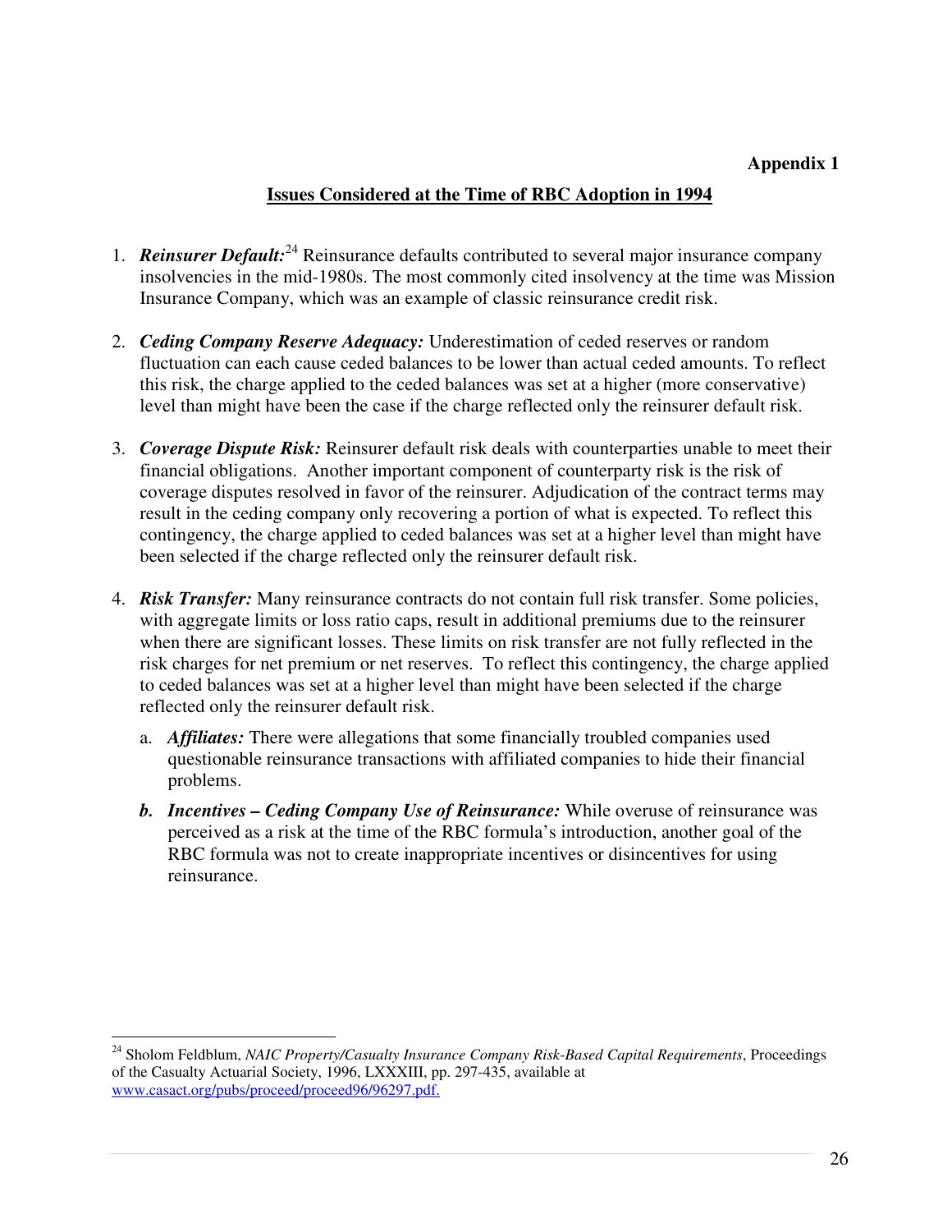**Appendix 1**

## Issues Considered at the Time of RBC Adoption in 1994

1. ***Reinsurer Default:***[24] Reinsurance defaults contributed to several major insurance company insolvencies in the mid-1980s. The most commonly cited insolvency at the time was Mission Insurance Company, which was an example of classic reinsurance credit risk.

2. ***Ceding Company Reserve Adequacy:*** Underestimation of ceded reserves or random fluctuation can each cause ceded balances to be lower than actual ceded amounts. To reflect this risk, the charge applied to the ceded balances was set at a higher (more conservative) level than might have been the case if the charge reflected only the reinsurer default risk.

3. ***Coverage Dispute Risk:*** Reinsurer default risk deals with counterparties unable to meet their financial obligations. Another important component of counterparty risk is the risk of coverage disputes resolved in favor of the reinsurer. Adjudication of the contract terms may result in the ceding company only recovering a portion of what is expected. To reflect this contingency, the charge applied to ceded balances was set at a higher level than might have been selected if the charge reflected only the reinsurer default risk.

4. ***Risk Transfer:*** Many reinsurance contracts do not contain full risk transfer. Some policies, with aggregate limits or loss ratio caps, result in additional premiums due to the reinsurer when there are significant losses. These limits on risk transfer are not fully reflected in the risk charges for net premium or net reserves. To reflect this contingency, the charge applied to ceded balances was set at a higher level than might have been selected if the charge reflected only the reinsurer default risk.

   a. ***Affiliates:*** There were allegations that some financially troubled companies used questionable reinsurance transactions with affiliated companies to hide their financial problems.

   ***b. Incentives – Ceding Company Use of Reinsurance:*** While overuse of reinsurance was perceived as a risk at the time of the RBC formula's introduction, another goal of the RBC formula was not to create inappropriate incentives or disincentives for using reinsurance.

---

[24] Sholom Feldblum, *NAIC Property/Casualty Insurance Company Risk-Based Capital Requirements*, Proceedings of the Casualty Actuarial Society, 1996, LXXXIII, pp. 297-435, available at www.casact.org/pubs/proceed/proceed96/96297.pdf.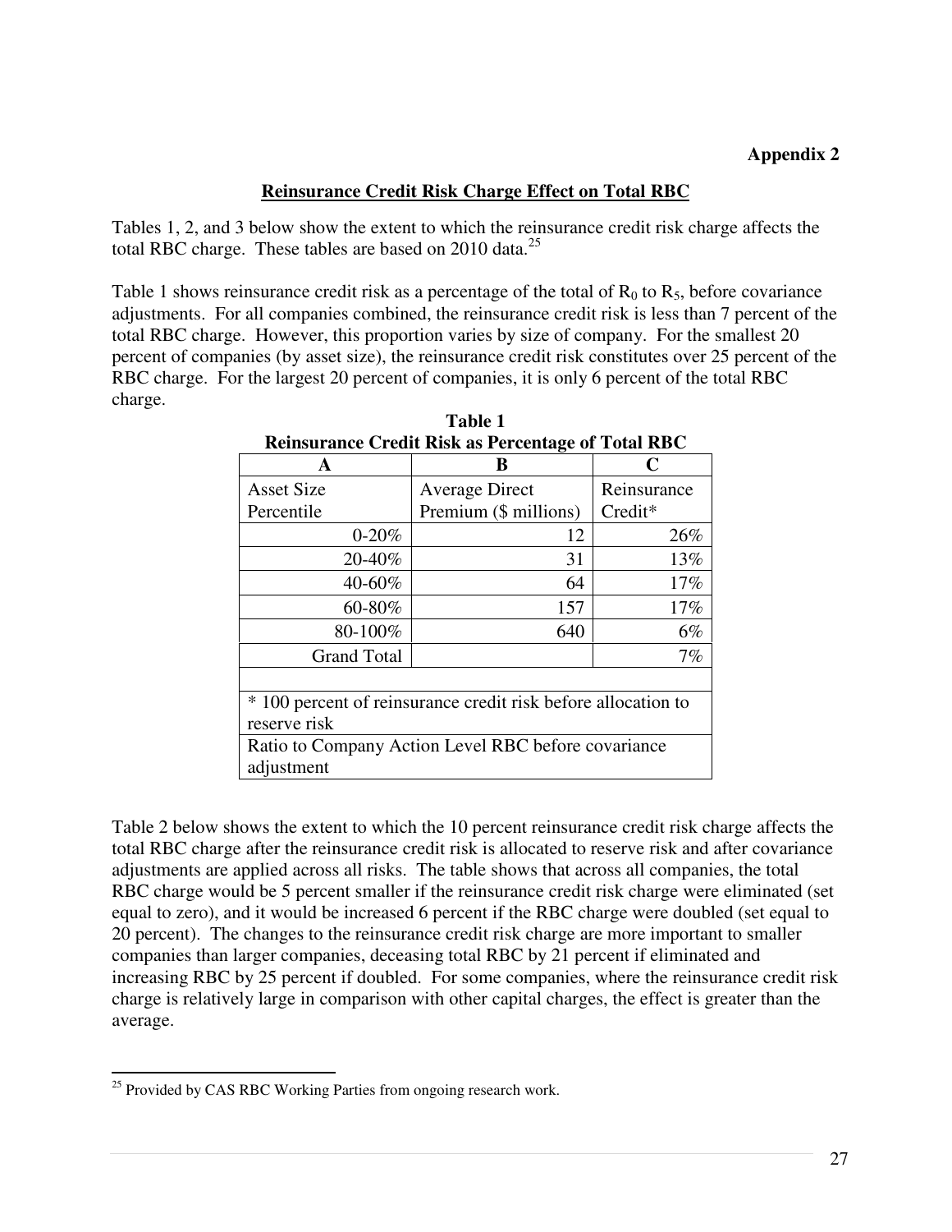**Appendix 2**

## Reinsurance Credit Risk Charge Effect on Total RBC

Tables 1, 2, and 3 below show the extent to which the reinsurance credit risk charge affects the total RBC charge. These tables are based on 2010 data.[25]

Table 1 shows reinsurance credit risk as a percentage of the total of $R_0$ to $R_5$, before covariance adjustments. For all companies combined, the reinsurance credit risk is less than 7 percent of the total RBC charge. However, this proportion varies by size of company. For the smallest 20 percent of companies (by asset size), the reinsurance credit risk constitutes over 25 percent of the RBC charge. For the largest 20 percent of companies, it is only 6 percent of the total RBC charge.

**Table 1**
**Reinsurance Credit Risk as Percentage of Total RBC**

| A | B | C |
|---|---|---|
| Asset Size Percentile | Average Direct Premium ($ millions) | Reinsurance Credit* |
| 0-20% | 12 | 26% |
| 20-40% | 31 | 13% |
| 40-60% | 64 | 17% |
| 60-80% | 157 | 17% |
| 80-100% | 640 | 6% |
| Grand Total | | 7% |

* 100 percent of reinsurance credit risk before allocation to reserve risk

Ratio to Company Action Level RBC before covariance adjustment

Table 2 below shows the extent to which the 10 percent reinsurance credit risk charge affects the total RBC charge after the reinsurance credit risk is allocated to reserve risk and after covariance adjustments are applied across all risks. The table shows that across all companies, the total RBC charge would be 5 percent smaller if the reinsurance credit risk charge were eliminated (set equal to zero), and it would be increased 6 percent if the RBC charge were doubled (set equal to 20 percent). The changes to the reinsurance credit risk charge are more important to smaller companies than larger companies, deceasing total RBC by 21 percent if eliminated and increasing RBC by 25 percent if doubled. For some companies, where the reinsurance credit risk charge is relatively large in comparison with other capital charges, the effect is greater than the average.

[25] Provided by CAS RBC Working Parties from ongoing research work.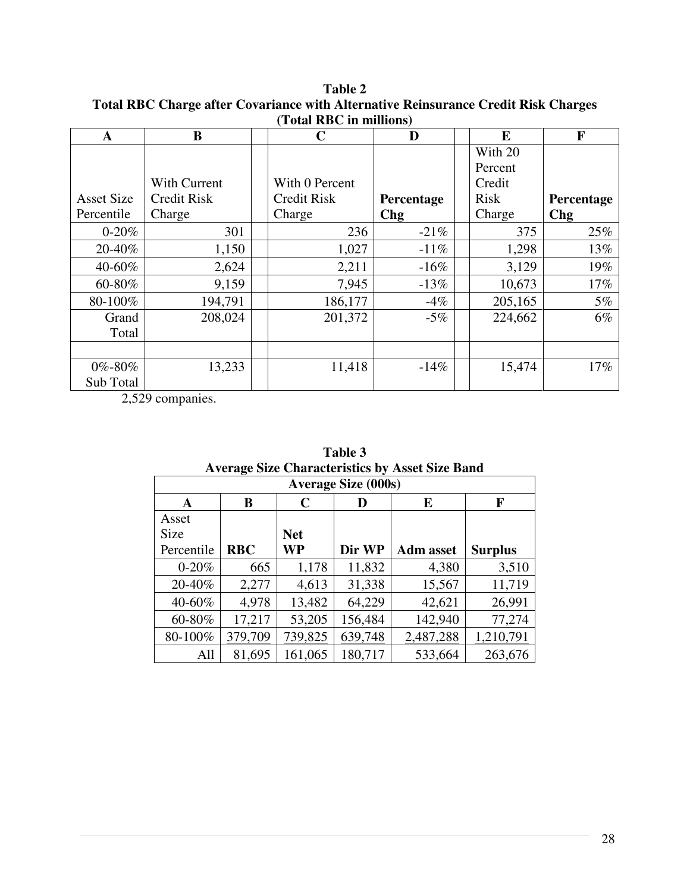**Table 2**
**Total RBC Charge after Covariance with Alternative Reinsurance Credit Risk Charges**
**(Total RBC in millions)**

| A | B | | C | D | | E | F |
|---|---|---|---|---|---|---|---|
| Asset Size Percentile | With Current Credit Risk Charge | | With 0 Percent Credit Risk Charge | **Percentage Chg** | | With 20 Percent Credit Risk Charge | **Percentage Chg** |
| 0-20% | 301 | | 236 | -21% | | 375 | 25% |
| 20-40% | 1,150 | | 1,027 | -11% | | 1,298 | 13% |
| 40-60% | 2,624 | | 2,211 | -16% | | 3,129 | 19% |
| 60-80% | 9,159 | | 7,945 | -13% | | 10,673 | 17% |
| 80-100% | 194,791 | | 186,177 | -4% | | 205,165 | 5% |
| Grand Total | 208,024 | | 201,372 | -5% | | 224,662 | 6% |
| | | | | | | | |
| 0%-80% Sub Total | 13,233 | | 11,418 | -14% | | 15,474 | 17% |

2,529 companies.

**Table 3**
**Average Size Characteristics by Asset Size Band**

| Average Size (000s) | | | | | |
|---|---|---|---|---|---|
| **A** | **B** | **C** | **D** | **E** | **F** |
| Asset Size Percentile | **RBC** | **Net WP** | **Dir WP** | **Adm asset** | **Surplus** |
| 0-20% | 665 | 1,178 | 11,832 | 4,380 | 3,510 |
| 20-40% | 2,277 | 4,613 | 31,338 | 15,567 | 11,719 |
| 40-60% | 4,978 | 13,482 | 64,229 | 42,621 | 26,991 |
| 60-80% | 17,217 | 53,205 | 156,484 | 142,940 | 77,274 |
| 80-100% | 379,709 | 739,825 | 639,748 | 2,487,288 | 1,210,791 |
| All | 81,695 | 161,065 | 180,717 | 533,664 | 263,676 |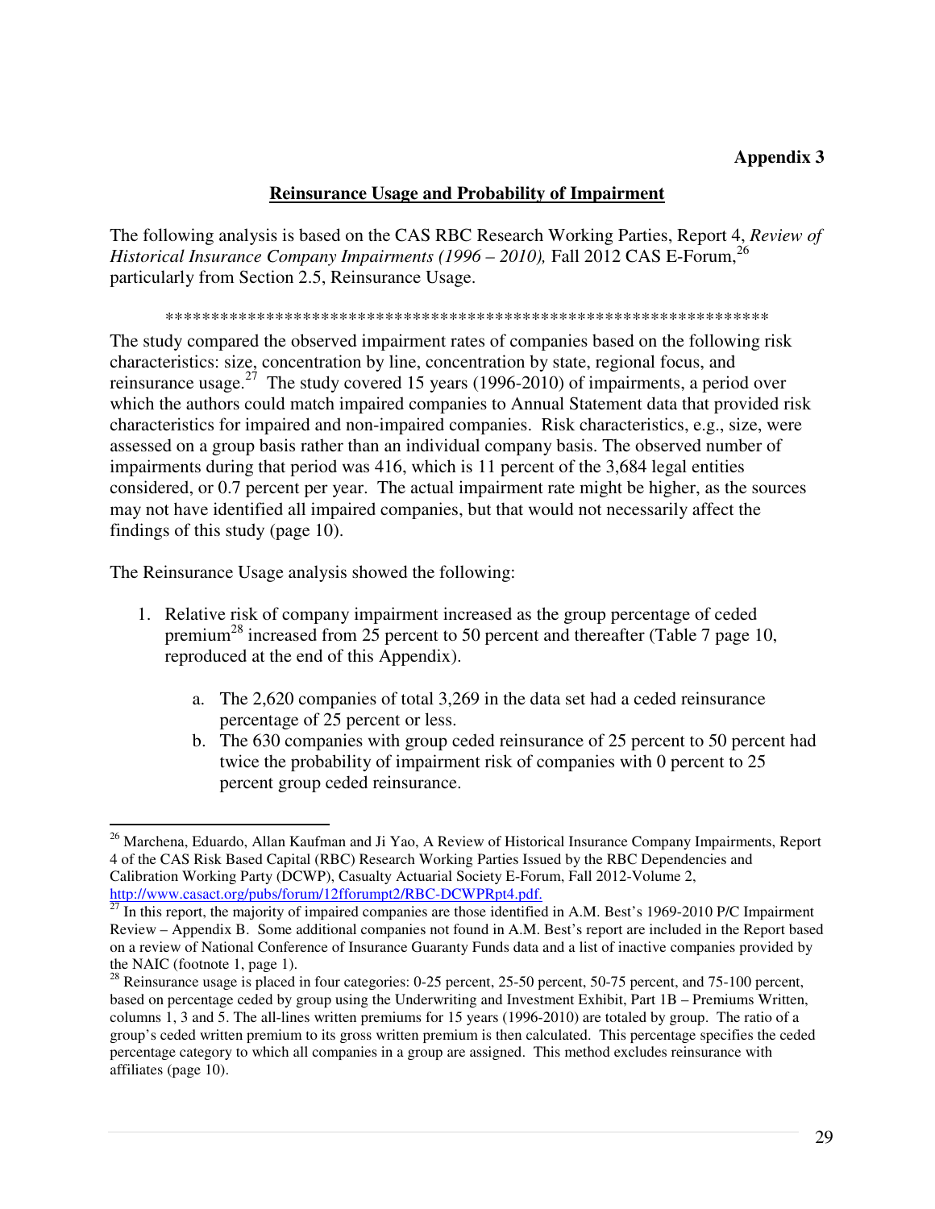**Appendix 3**

## Reinsurance Usage and Probability of Impairment

The following analysis is based on the CAS RBC Research Working Parties, Report 4, *Review of Historical Insurance Company Impairments (1996 – 2010),* Fall 2012 CAS E-Forum,[26] particularly from Section 2.5, Reinsurance Usage.

*******************************************************************

The study compared the observed impairment rates of companies based on the following risk characteristics: size, concentration by line, concentration by state, regional focus, and reinsurance usage.[27] The study covered 15 years (1996-2010) of impairments, a period over which the authors could match impaired companies to Annual Statement data that provided risk characteristics for impaired and non-impaired companies. Risk characteristics, e.g., size, were assessed on a group basis rather than an individual company basis. The observed number of impairments during that period was 416, which is 11 percent of the 3,684 legal entities considered, or 0.7 percent per year. The actual impairment rate might be higher, as the sources may not have identified all impaired companies, but that would not necessarily affect the findings of this study (page 10).

The Reinsurance Usage analysis showed the following:

1. Relative risk of company impairment increased as the group percentage of ceded premium[28] increased from 25 percent to 50 percent and thereafter (Table 7 page 10, reproduced at the end of this Appendix).
    a. The 2,620 companies of total 3,269 in the data set had a ceded reinsurance percentage of 25 percent or less.
    b. The 630 companies with group ceded reinsurance of 25 percent to 50 percent had twice the probability of impairment risk of companies with 0 percent to 25 percent group ceded reinsurance.

---

[26] Marchena, Eduardo, Allan Kaufman and Ji Yao, A Review of Historical Insurance Company Impairments, Report 4 of the CAS Risk Based Capital (RBC) Research Working Parties Issued by the RBC Dependencies and Calibration Working Party (DCWP), Casualty Actuarial Society E-Forum, Fall 2012-Volume 2, http://www.casact.org/pubs/forum/12fforumpt2/RBC-DCWPRpt4.pdf.

[27] In this report, the majority of impaired companies are those identified in A.M. Best's 1969-2010 P/C Impairment Review – Appendix B. Some additional companies not found in A.M. Best's report are included in the Report based on a review of National Conference of Insurance Guaranty Funds data and a list of inactive companies provided by the NAIC (footnote 1, page 1).

[28] Reinsurance usage is placed in four categories: 0-25 percent, 25-50 percent, 50-75 percent, and 75-100 percent, based on percentage ceded by group using the Underwriting and Investment Exhibit, Part 1B – Premiums Written, columns 1, 3 and 5. The all-lines written premiums for 15 years (1996-2010) are totaled by group. The ratio of a group's ceded written premium to its gross written premium is then calculated. This percentage specifies the ceded percentage category to which all companies in a group are assigned. This method excludes reinsurance with affiliates (page 10).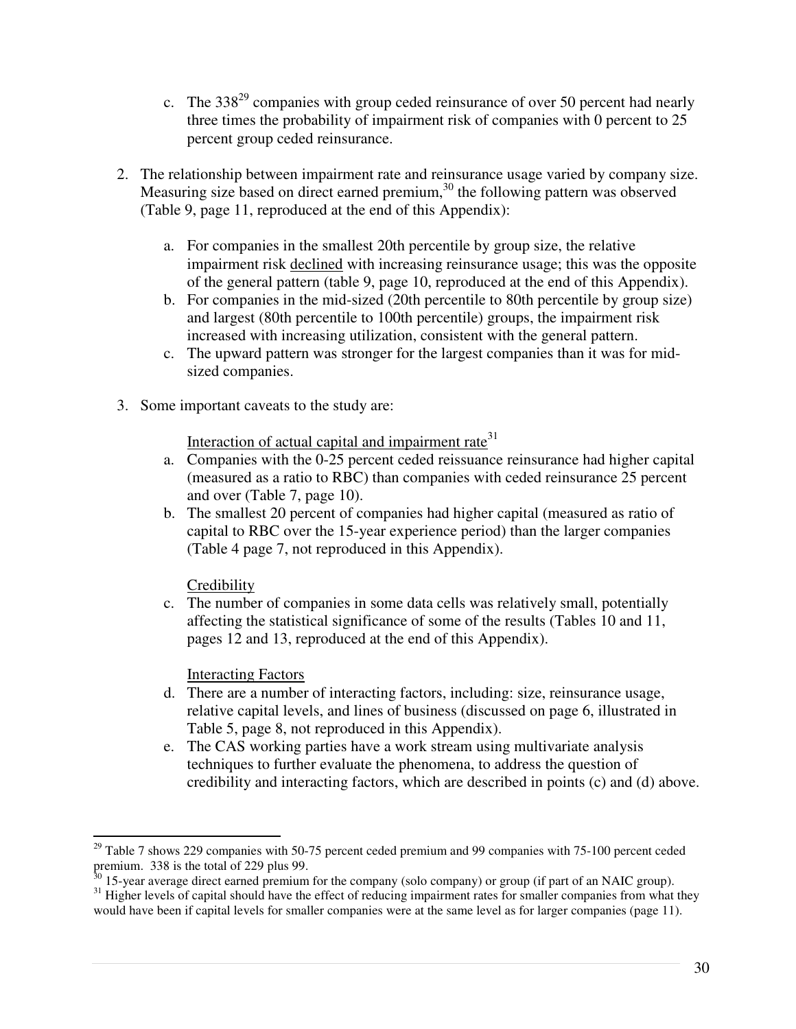c. The 338[29] companies with group ceded reinsurance of over 50 percent had nearly three times the probability of impairment risk of companies with 0 percent to 25 percent group ceded reinsurance.

2. The relationship between impairment rate and reinsurance usage varied by company size. Measuring size based on direct earned premium,[30] the following pattern was observed (Table 9, page 11, reproduced at the end of this Appendix):

   a. For companies in the smallest 20th percentile by group size, the relative impairment risk <u>declined</u> with increasing reinsurance usage; this was the opposite of the general pattern (table 9, page 10, reproduced at the end of this Appendix).
   b. For companies in the mid-sized (20th percentile to 80th percentile by group size) and largest (80th percentile to 100th percentile) groups, the impairment risk increased with increasing utilization, consistent with the general pattern.
   c. The upward pattern was stronger for the largest companies than it was for mid-sized companies.

3. Some important caveats to the study are:

   <u>Interaction of actual capital and impairment rate</u>[31]

   a. Companies with the 0-25 percent ceded reissuance reinsurance had higher capital (measured as a ratio to RBC) than companies with ceded reinsurance 25 percent and over (Table 7, page 10).
   b. The smallest 20 percent of companies had higher capital (measured as ratio of capital to RBC over the 15-year experience period) than the larger companies (Table 4 page 7, not reproduced in this Appendix).

   <u>Credibility</u>

   c. The number of companies in some data cells was relatively small, potentially affecting the statistical significance of some of the results (Tables 10 and 11, pages 12 and 13, reproduced at the end of this Appendix).

   <u>Interacting Factors</u>

   d. There are a number of interacting factors, including: size, reinsurance usage, relative capital levels, and lines of business (discussed on page 6, illustrated in Table 5, page 8, not reproduced in this Appendix).
   e. The CAS working parties have a work stream using multivariate analysis techniques to further evaluate the phenomena, to address the question of credibility and interacting factors, which are described in points (c) and (d) above.

---

[29] Table 7 shows 229 companies with 50-75 percent ceded premium and 99 companies with 75-100 percent ceded premium. 338 is the total of 229 plus 99.

[30] 15-year average direct earned premium for the company (solo company) or group (if part of an NAIC group).

[31] Higher levels of capital should have the effect of reducing impairment rates for smaller companies from what they would have been if capital levels for smaller companies were at the same level as for larger companies (page 11).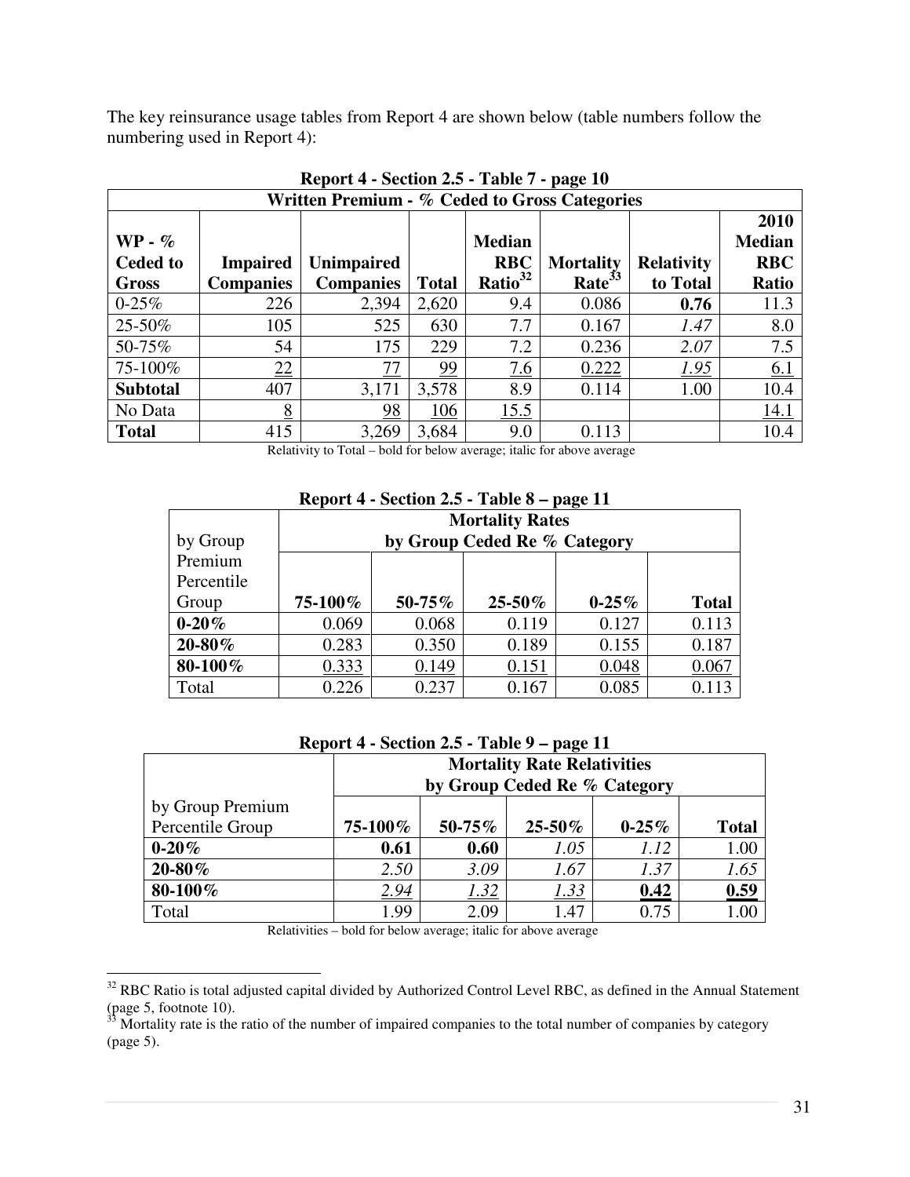The key reinsurance usage tables from Report 4 are shown below (table numbers follow the numbering used in Report 4):

**Report 4 - Section 2.5 - Table 7 - page 10**

| Written Premium - % Ceded to Gross Categories | | | | | | | |
|---|---|---|---|---|---|---|---|
| **WP - % Ceded to Gross** | **Impaired Companies** | **Unimpaired Companies** | **Total** | **Median RBC Ratio[32]** | **Mortality Rate[33]** | **Relativity to Total** | **2010 Median RBC Ratio** |
| 0-25% | 226 | 2,394 | 2,620 | 9.4 | 0.086 | **0.76** | 11.3 |
| 25-50% | 105 | 525 | 630 | 7.7 | 0.167 | *1.47* | 8.0 |
| 50-75% | 54 | 175 | 229 | 7.2 | 0.236 | *2.07* | 7.5 |
| 75-100% | 22 | 77 | 99 | 7.6 | 0.222 | *1.95* | 6.1 |
| **Subtotal** | 407 | 3,171 | 3,578 | 8.9 | 0.114 | 1.00 | 10.4 |
| No Data | 8 | 98 | 106 | 15.5 | | | 14.1 |
| **Total** | 415 | 3,269 | 3,684 | 9.0 | 0.113 | | 10.4 |

Relativity to Total – bold for below average; italic for above average

**Report 4 - Section 2.5 - Table 8 – page 11**

| by Group | **Mortality Rates by Group Ceded Re % Category** | | | | |
|---|---|---|---|---|---|
| Premium Percentile Group | **75-100%** | **50-75%** | **25-50%** | **0-25%** | **Total** |
| **0-20%** | 0.069 | 0.068 | 0.119 | 0.127 | 0.113 |
| **20-80%** | 0.283 | 0.350 | 0.189 | 0.155 | 0.187 |
| **80-100%** | 0.333 | 0.149 | 0.151 | 0.048 | 0.067 |
| Total | 0.226 | 0.237 | 0.167 | 0.085 | 0.113 |

**Report 4 - Section 2.5 - Table 9 – page 11**

| | **Mortality Rate Relativities by Group Ceded Re % Category** | | | | |
|---|---|---|---|---|---|
| by Group Premium Percentile Group | **75-100%** | **50-75%** | **25-50%** | **0-25%** | **Total** |
| **0-20%** | **0.61** | **0.60** | *1.05* | *1.12* | 1.00 |
| **20-80%** | *2.50* | *3.09* | *1.67* | *1.37* | *1.65* |
| **80-100%** | *2.94* | *1.32* | *1.33* | **0.42** | **0.59** |
| Total | 1.99 | 2.09 | 1.47 | 0.75 | 1.00 |

Relativities – bold for below average; italic for above average

[32] RBC Ratio is total adjusted capital divided by Authorized Control Level RBC, as defined in the Annual Statement (page 5, footnote 10).

[33] Mortality rate is the ratio of the number of impaired companies to the total number of companies by category (page 5).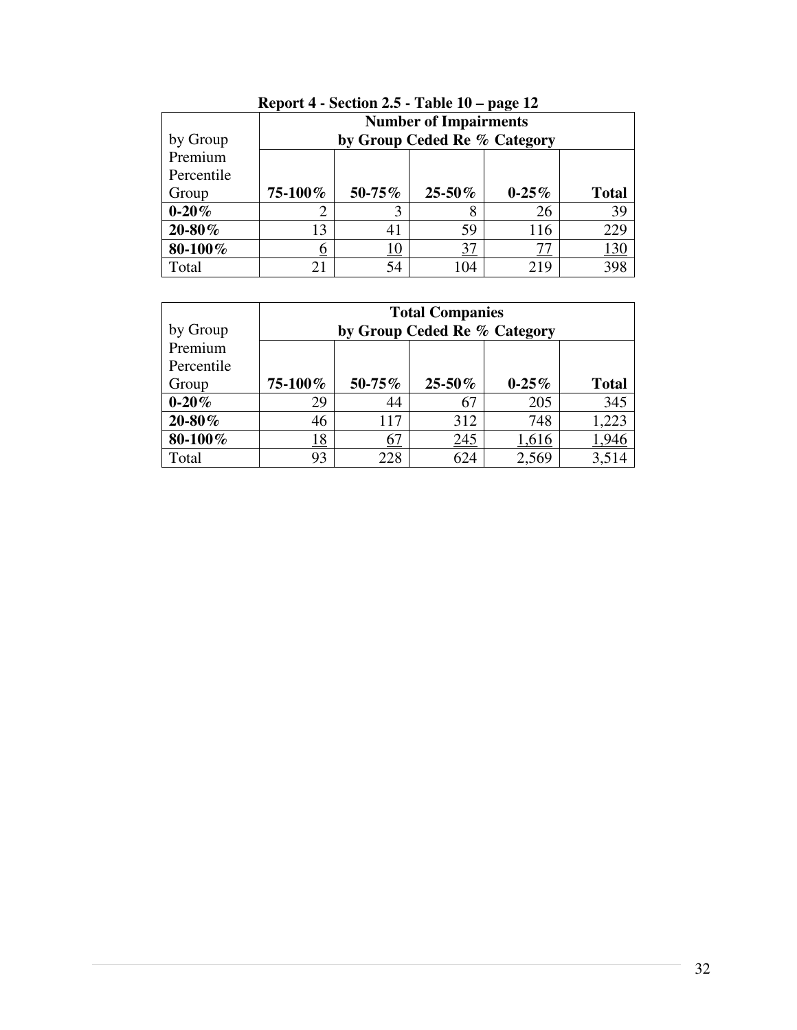**Report 4 - Section 2.5 - Table 10 – page 12**

| by Group Premium Percentile Group | Number of Impairments by Group Ceded Re % Category | | | | |
|---|---|---|---|---|---|
| | **75-100%** | **50-75%** | **25-50%** | **0-25%** | **Total** |
| **0-20%** | 2 | 3 | 8 | 26 | 39 |
| **20-80%** | 13 | 41 | 59 | 116 | 229 |
| **80-100%** | 6 | 10 | 37 | 77 | 130 |
| Total | 21 | 54 | 104 | 219 | 398 |

| by Group Premium Percentile Group | Total Companies by Group Ceded Re % Category | | | | |
|---|---|---|---|---|---|
| | **75-100%** | **50-75%** | **25-50%** | **0-25%** | **Total** |
| **0-20%** | 29 | 44 | 67 | 205 | 345 |
| **20-80%** | 46 | 117 | 312 | 748 | 1,223 |
| **80-100%** | 18 | 67 | 245 | 1,616 | 1,946 |
| Total | 93 | 228 | 624 | 2,569 | 3,514 |